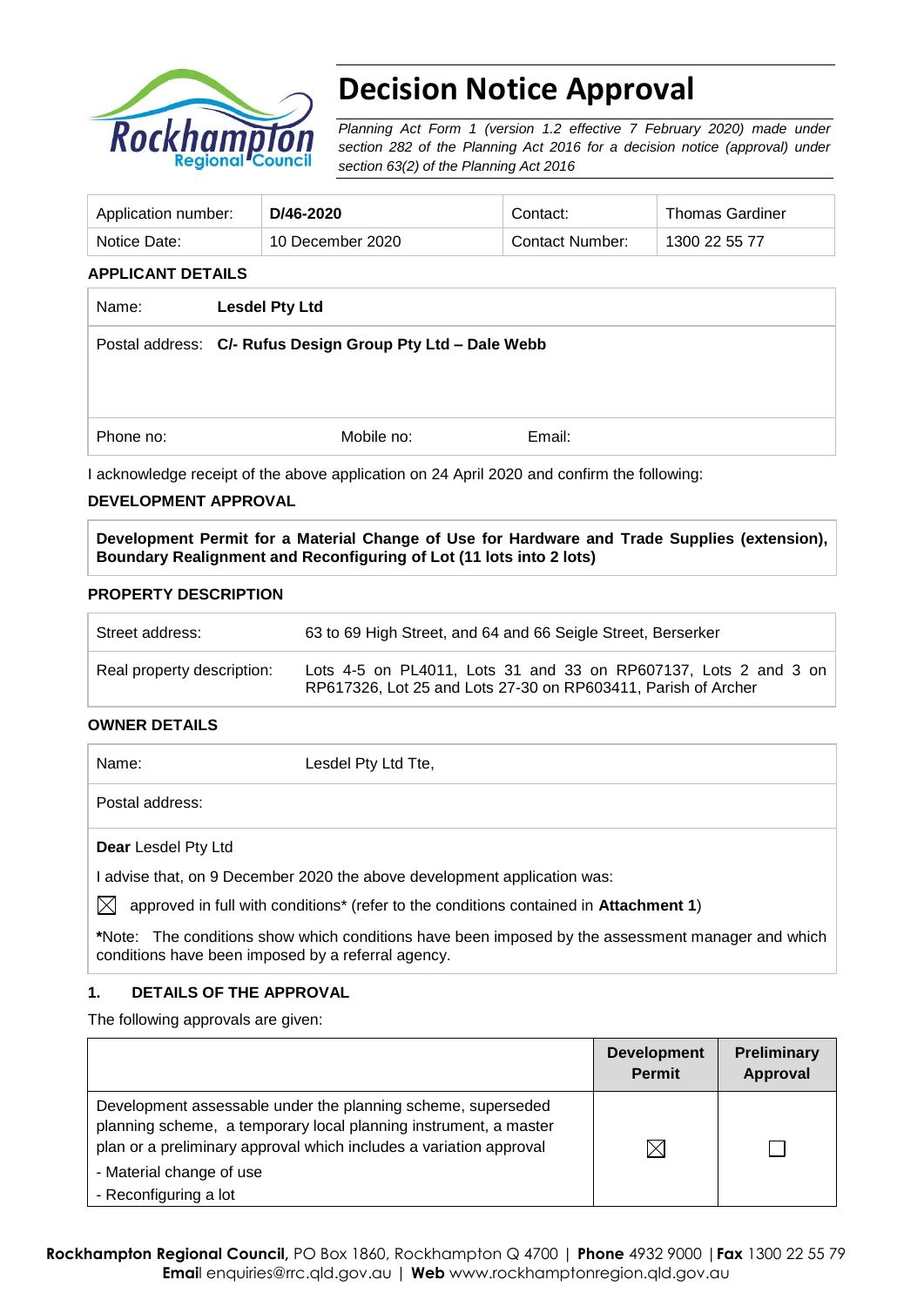# Decision Notice Approval

*Planning Act Form 1 (version 1.2 effective 7 February 2020) made under section 282 of the Planning Act 2016 for a decision notice (approval) under section 63(2) of the Planning Act 2016*

| Application number: | **D/46-2020** | Contact: | Thomas Gardiner |
|---|---|---|---|
| Notice Date: | 10 December 2020 | Contact Number: | 1300 22 55 77 |

**APPLICANT DETAILS**

| Name: | **Lesdel Pty Ltd** | | |
|---|---|---|---|
| Postal address: | **C/- Rufus Design Group Pty Ltd – Dale Webb** | | |
| Phone no: | Mobile no: | Email: | |

I acknowledge receipt of the above application on 24 April 2020 and confirm the following:

**DEVELOPMENT APPROVAL**

**Development Permit for a Material Change of Use for Hardware and Trade Supplies (extension), Boundary Realignment and Reconfiguring of Lot (11 lots into 2 lots)**

**PROPERTY DESCRIPTION**

| Street address: | 63 to 69 High Street, and 64 and 66 Seigle Street, Berserker |
|---|---|
| Real property description: | Lots 4-5 on PL4011, Lots 31 and 33 on RP607137, Lots 2 and 3 on RP617326, Lot 25 and Lots 27-30 on RP603411, Parish of Archer |

**OWNER DETAILS**

| Name: | Lesdel Pty Ltd Tte, |
|---|---|
| Postal address: | |

**Dear** Lesdel Pty Ltd

I advise that, on 9 December 2020 the above development application was:

☒ approved in full with conditions* (refer to the conditions contained in **Attachment 1**)

***Note:** The conditions show which conditions have been imposed by the assessment manager and which conditions have been imposed by a referral agency.

## 1. DETAILS OF THE APPROVAL

The following approvals are given:

| | Development Permit | Preliminary Approval |
|---|---|---|
| Development assessable under the planning scheme, superseded planning scheme, a temporary local planning instrument, a master plan or a preliminary approval which includes a variation approval<br>- Material change of use<br>- Reconfiguring a lot | ☒ | ☐ |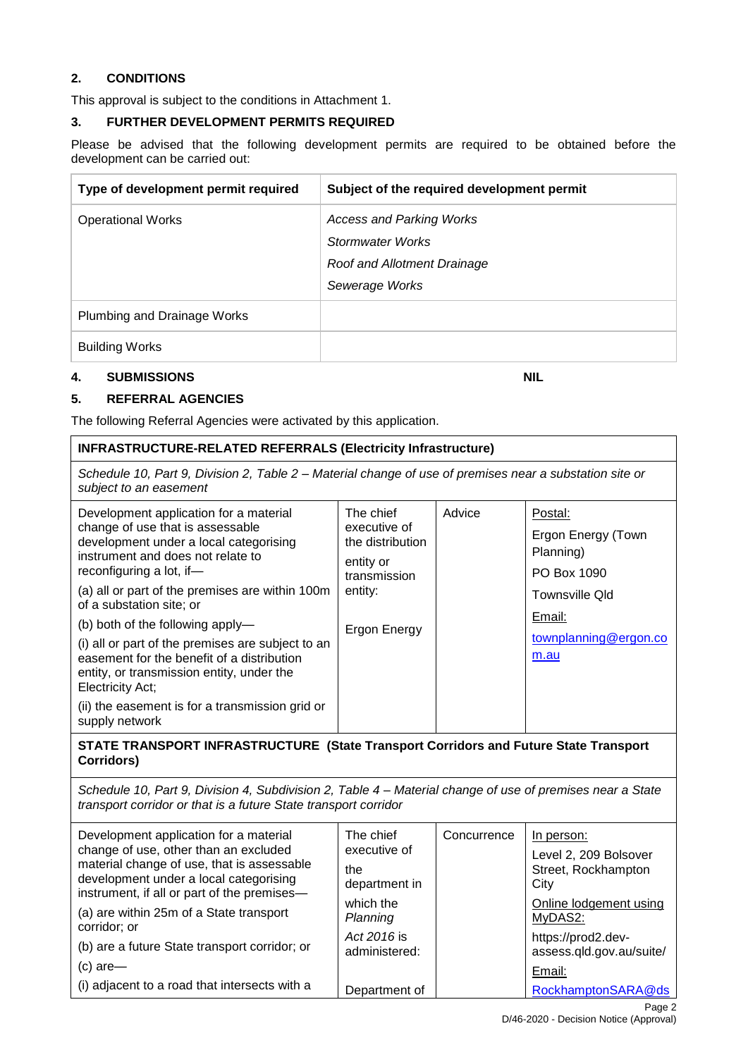## 2. CONDITIONS

This approval is subject to the conditions in Attachment 1.

## 3. FURTHER DEVELOPMENT PERMITS REQUIRED

Please be advised that the following development permits are required to be obtained before the development can be carried out:

| Type of development permit required | Subject of the required development permit |
|---|---|
| Operational Works | *Access and Parking Works*<br>*Stormwater Works*<br>*Roof and Allotment Drainage*<br>*Sewerage Works* |
| Plumbing and Drainage Works | |
| Building Works | |

## 4. SUBMISSIONS NIL

## 5. REFERRAL AGENCIES

The following Referral Agencies were activated by this application.

| **INFRASTRUCTURE-RELATED REFERRALS (Electricity Infrastructure)** | | | |
|---|---|---|---|
| *Schedule 10, Part 9, Division 2, Table 2 – Material change of use of premises near a substation site or subject to an easement* | | | |
| Development application for a material change of use that is assessable development under a local categorising instrument and does not relate to reconfiguring a lot, if—<br>(a) all or part of the premises are within 100m of a substation site; or<br>(b) both of the following apply—<br>(i) all or part of the premises are subject to an easement for the benefit of a distribution entity, or transmission entity, under the Electricity Act;<br>(ii) the easement is for a transmission grid or supply network | The chief executive of the distribution entity or transmission entity:<br><br>Ergon Energy | Advice | Postal:<br>Ergon Energy (Town Planning)<br>PO Box 1090<br>Townsville Qld<br>Email:<br>townplanning@ergon.com.au |
| **STATE TRANSPORT INFRASTRUCTURE (State Transport Corridors and Future State Transport Corridors)** | | | |
| *Schedule 10, Part 9, Division 4, Subdivision 2, Table 4 – Material change of use of premises near a State transport corridor or that is a future State transport corridor* | | | |
| Development application for a material change of use, other than an excluded material change of use, that is assessable development under a local categorising instrument, if all or part of the premises—<br>(a) are within 25m of a State transport corridor; or<br>(b) are a future State transport corridor; or<br>(c) are—<br>(i) adjacent to a road that intersects with a | The chief executive of the department in which the *Planning Act 2016* is administered:<br><br>Department of | Concurrence | In person:<br>Level 2, 209 Bolsover Street, Rockhampton City<br>Online lodgement using MyDAS2:<br>https://prod2.dev-assess.qld.gov.au/suite/<br>Email:<br>RockhamptonSARA@ds |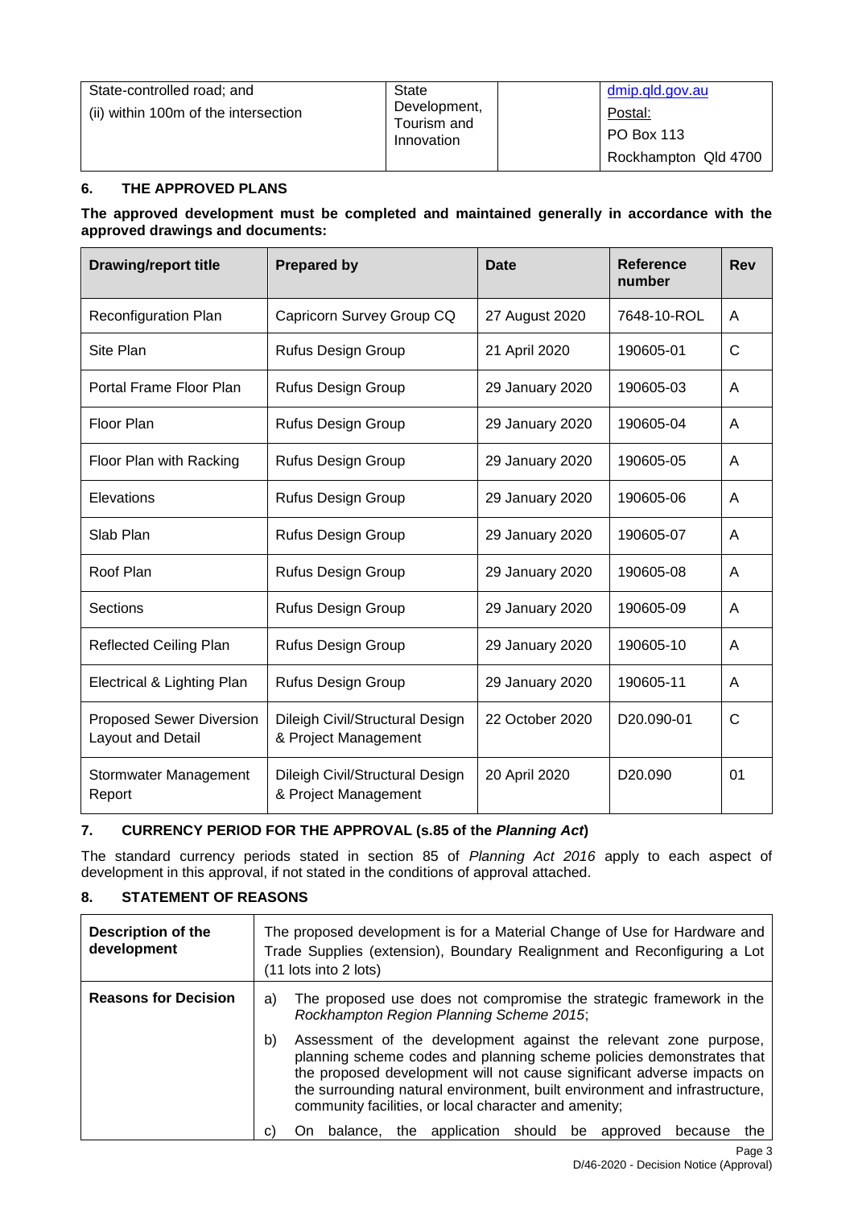| | | | |
|---|---|---|---|
| State-controlled road; and<br>(ii) within 100m of the intersection | State Development, Tourism and Innovation | | dmip.qld.gov.au<br>Postal:<br>PO Box 113<br>Rockhampton Qld 4700 |

## 6. THE APPROVED PLANS

**The approved development must be completed and maintained generally in accordance with the approved drawings and documents:**

| Drawing/report title | Prepared by | Date | Reference number | Rev |
|---|---|---|---|---|
| Reconfiguration Plan | Capricorn Survey Group CQ | 27 August 2020 | 7648-10-ROL | A |
| Site Plan | Rufus Design Group | 21 April 2020 | 190605-01 | C |
| Portal Frame Floor Plan | Rufus Design Group | 29 January 2020 | 190605-03 | A |
| Floor Plan | Rufus Design Group | 29 January 2020 | 190605-04 | A |
| Floor Plan with Racking | Rufus Design Group | 29 January 2020 | 190605-05 | A |
| Elevations | Rufus Design Group | 29 January 2020 | 190605-06 | A |
| Slab Plan | Rufus Design Group | 29 January 2020 | 190605-07 | A |
| Roof Plan | Rufus Design Group | 29 January 2020 | 190605-08 | A |
| Sections | Rufus Design Group | 29 January 2020 | 190605-09 | A |
| Reflected Ceiling Plan | Rufus Design Group | 29 January 2020 | 190605-10 | A |
| Electrical & Lighting Plan | Rufus Design Group | 29 January 2020 | 190605-11 | A |
| Proposed Sewer Diversion Layout and Detail | Dileigh Civil/Structural Design & Project Management | 22 October 2020 | D20.090-01 | C |
| Stormwater Management Report | Dileigh Civil/Structural Design & Project Management | 20 April 2020 | D20.090 | 01 |

## 7. CURRENCY PERIOD FOR THE APPROVAL (s.85 of the *Planning Act*)

The standard currency periods stated in section 85 of *Planning Act 2016* apply to each aspect of development in this approval, if not stated in the conditions of approval attached.

## 8. STATEMENT OF REASONS

| | |
|---|---|
| **Description of the development** | The proposed development is for a Material Change of Use for Hardware and Trade Supplies (extension), Boundary Realignment and Reconfiguring a Lot (11 lots into 2 lots) |
| **Reasons for Decision** | a) The proposed use does not compromise the strategic framework in the *Rockhampton Region Planning Scheme 2015*;<br>b) Assessment of the development against the relevant zone purpose, planning scheme codes and planning scheme policies demonstrates that the proposed development will not cause significant adverse impacts on the surrounding natural environment, built environment and infrastructure, community facilities, or local character and amenity;<br>c) On balance, the application should be approved because the |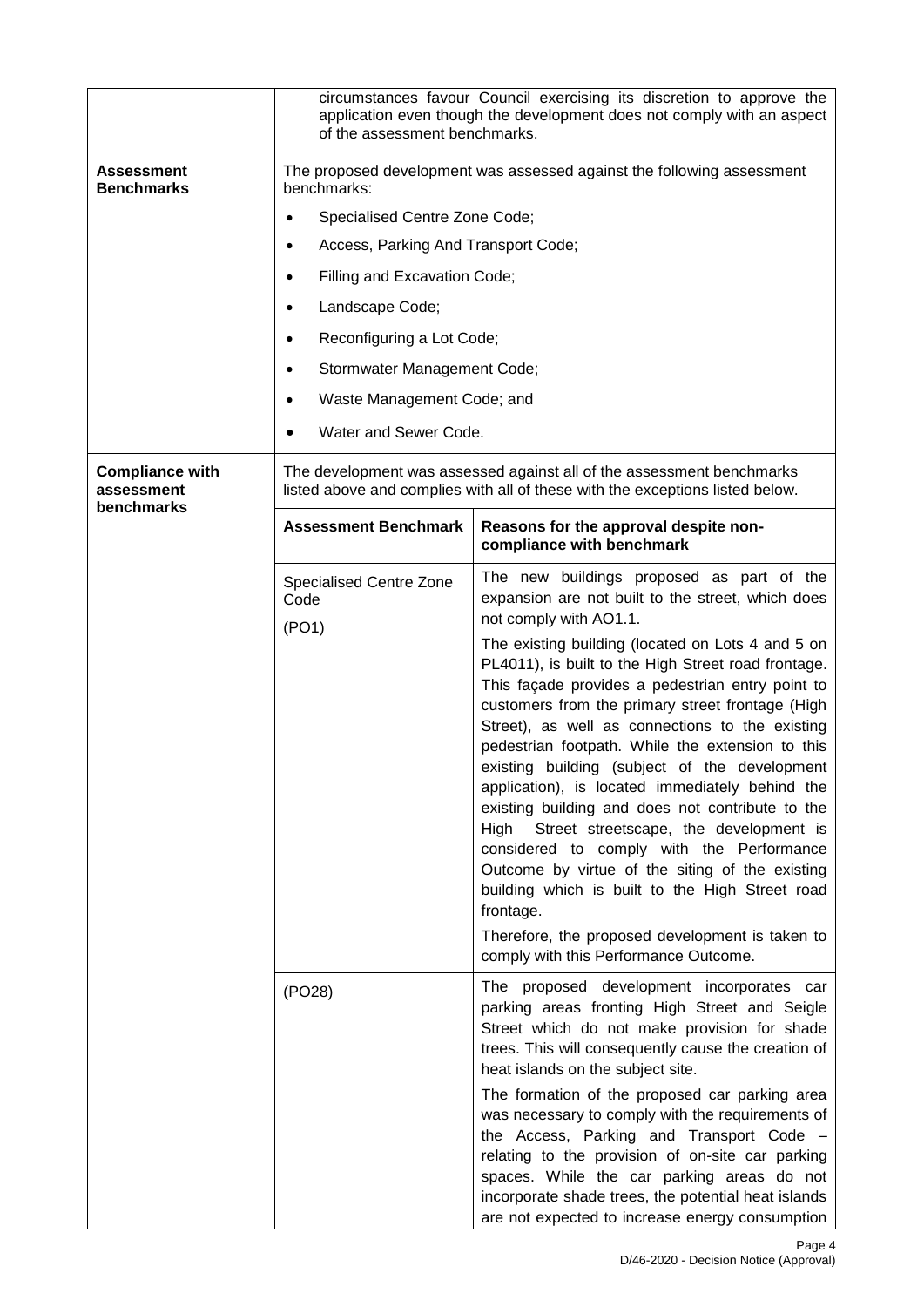| | | |
|---|---|---|
| | circumstances favour Council exercising its discretion to approve the application even though the development does not comply with an aspect of the assessment benchmarks. | |
| **Assessment Benchmarks** | The proposed development was assessed against the following assessment benchmarks:<br>• Specialised Centre Zone Code;<br>• Access, Parking And Transport Code;<br>• Filling and Excavation Code;<br>• Landscape Code;<br>• Reconfiguring a Lot Code;<br>• Stormwater Management Code;<br>• Waste Management Code; and<br>• Water and Sewer Code. | |
| **Compliance with assessment benchmarks** | The development was assessed against all of the assessment benchmarks listed above and complies with all of these with the exceptions listed below. | |
| | **Assessment Benchmark** | **Reasons for the approval despite non-compliance with benchmark** |
| | Specialised Centre Zone Code<br>(PO1) | The new buildings proposed as part of the expansion are not built to the street, which does not comply with AO1.1.<br>The existing building (located on Lots 4 and 5 on PL4011), is built to the High Street road frontage. This façade provides a pedestrian entry point to customers from the primary street frontage (High Street), as well as connections to the existing pedestrian footpath. While the extension to this existing building (subject of the development application), is located immediately behind the existing building and does not contribute to the High Street streetscape, the development is considered to comply with the Performance Outcome by virtue of the siting of the existing building which is built to the High Street road frontage.<br>Therefore, the proposed development is taken to comply with this Performance Outcome. |
| | (PO28) | The proposed development incorporates car parking areas fronting High Street and Seigle Street which do not make provision for shade trees. This will consequently cause the creation of heat islands on the subject site.<br>The formation of the proposed car parking area was necessary to comply with the requirements of the Access, Parking and Transport Code – relating to the provision of on-site car parking spaces. While the car parking areas do not incorporate shade trees, the potential heat islands are not expected to increase energy consumption |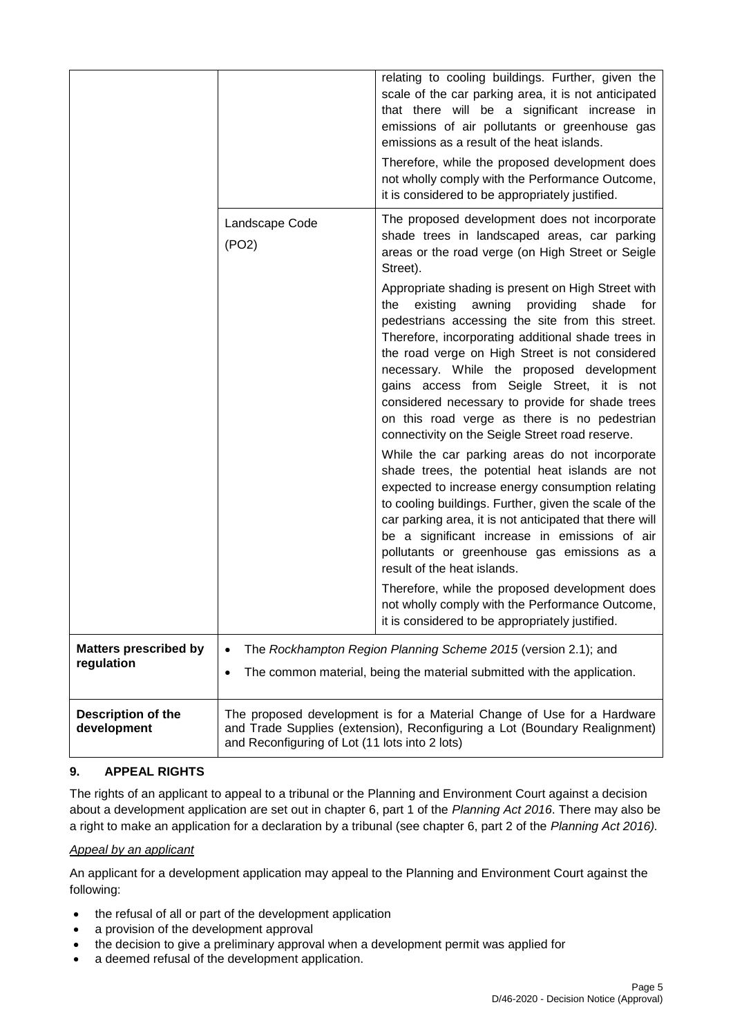| | | |
|---|---|---|
| | | relating to cooling buildings. Further, given the scale of the car parking area, it is not anticipated that there will be a significant increase in emissions of air pollutants or greenhouse gas emissions as a result of the heat islands.<br><br>Therefore, while the proposed development does not wholly comply with the Performance Outcome, it is considered to be appropriately justified. |
| | Landscape Code (PO2) | The proposed development does not incorporate shade trees in landscaped areas, car parking areas or the road verge (on High Street or Seigle Street).<br><br>Appropriate shading is present on High Street with the existing awning providing shade for pedestrians accessing the site from this street. Therefore, incorporating additional shade trees in the road verge on High Street is not considered necessary. While the proposed development gains access from Seigle Street, it is not considered necessary to provide for shade trees on this road verge as there is no pedestrian connectivity on the Seigle Street road reserve.<br><br>While the car parking areas do not incorporate shade trees, the potential heat islands are not expected to increase energy consumption relating to cooling buildings. Further, given the scale of the car parking area, it is not anticipated that there will be a significant increase in emissions of air pollutants or greenhouse gas emissions as a result of the heat islands.<br><br>Therefore, while the proposed development does not wholly comply with the Performance Outcome, it is considered to be appropriately justified. |
| **Matters prescribed by regulation** | • The *Rockhampton Region Planning Scheme 2015* (version 2.1); and<br>• The common material, being the material submitted with the application. | |
| **Description of the development** | The proposed development is for a Material Change of Use for a Hardware and Trade Supplies (extension), Reconfiguring a Lot (Boundary Realignment) and Reconfiguring of Lot (11 lots into 2 lots) | |

## 9. APPEAL RIGHTS

The rights of an applicant to appeal to a tribunal or the Planning and Environment Court against a decision about a development application are set out in chapter 6, part 1 of the *Planning Act 2016*. There may also be a right to make an application for a declaration by a tribunal (see chapter 6, part 2 of the *Planning Act 2016).*

*Appeal by an applicant*

An applicant for a development application may appeal to the Planning and Environment Court against the following:

- the refusal of all or part of the development application
- a provision of the development approval
- the decision to give a preliminary approval when a development permit was applied for
- a deemed refusal of the development application.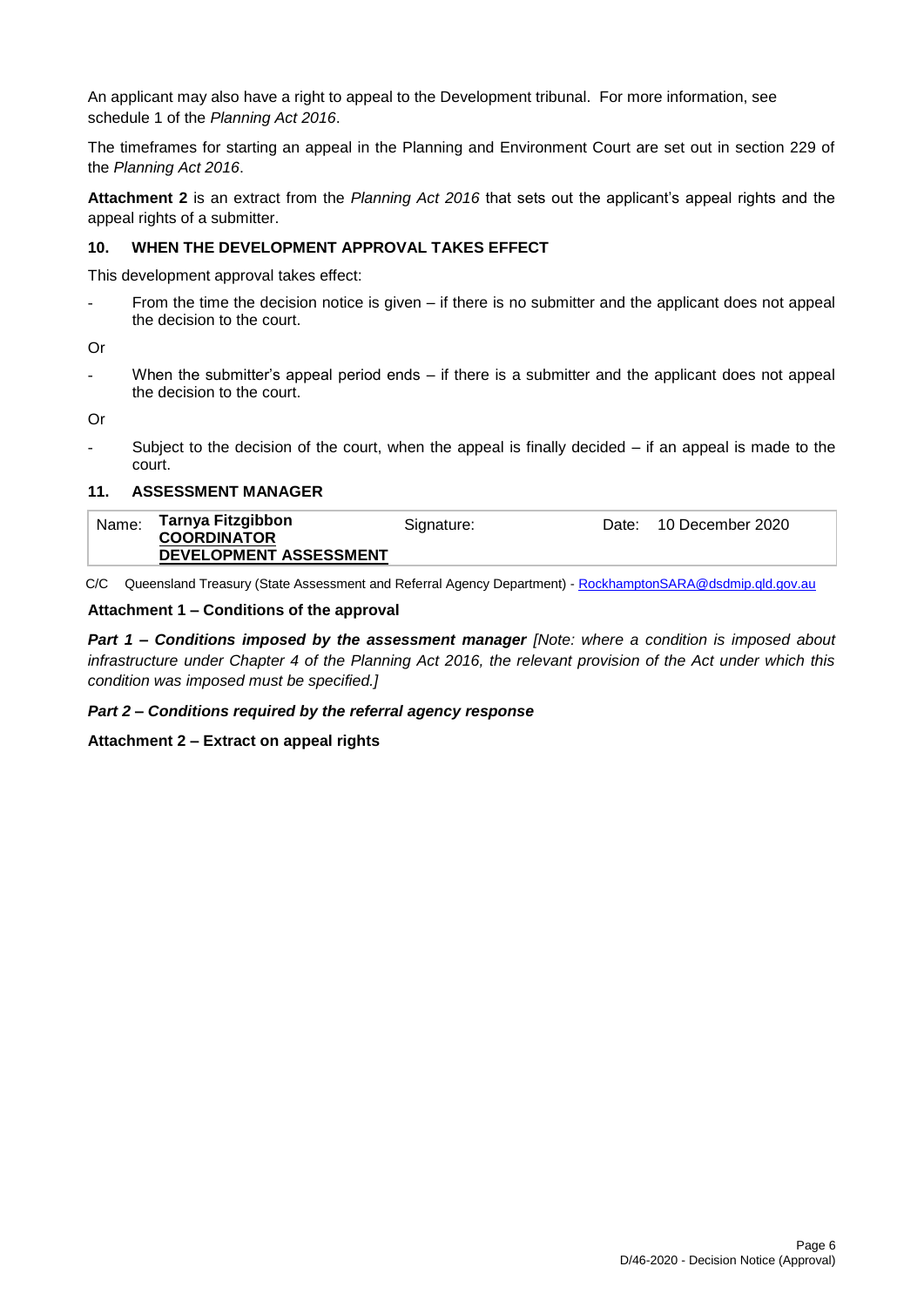An applicant may also have a right to appeal to the Development tribunal. For more information, see schedule 1 of the *Planning Act 2016*.

The timeframes for starting an appeal in the Planning and Environment Court are set out in section 229 of the *Planning Act 2016*.

**Attachment 2** is an extract from the *Planning Act 2016* that sets out the applicant's appeal rights and the appeal rights of a submitter.

### 10. WHEN THE DEVELOPMENT APPROVAL TAKES EFFECT

This development approval takes effect:

- From the time the decision notice is given – if there is no submitter and the applicant does not appeal the decision to the court.

Or

- When the submitter's appeal period ends – if there is a submitter and the applicant does not appeal the decision to the court.

Or

- Subject to the decision of the court, when the appeal is finally decided – if an appeal is made to the court.

### 11. ASSESSMENT MANAGER

| Name: | **Tarnya Fitzgibbon**<br>**COORDINATOR**<br>**DEVELOPMENT ASSESSMENT** | Signature: | Date: | 10 December 2020 |
|---|---|---|---|---|

C/C Queensland Treasury (State Assessment and Referral Agency Department) - RockhamptonSARA@dsdmip.qld.gov.au

**Attachment 1 – Conditions of the approval**

***Part 1 – Conditions imposed by the assessment manager*** *[Note: where a condition is imposed about infrastructure under Chapter 4 of the Planning Act 2016, the relevant provision of the Act under which this condition was imposed must be specified.]*

***Part 2 – Conditions required by the referral agency response***

**Attachment 2 – Extract on appeal rights**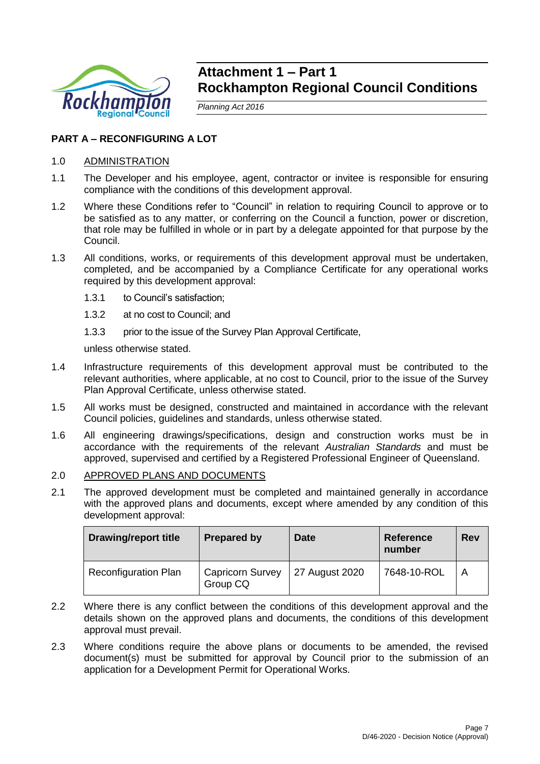# Attachment 1 – Part 1
# Rockhampton Regional Council Conditions

*Planning Act 2016*

## PART A – RECONFIGURING A LOT

1.0 ADMINISTRATION

1.1 The Developer and his employee, agent, contractor or invitee is responsible for ensuring compliance with the conditions of this development approval.

1.2 Where these Conditions refer to "Council" in relation to requiring Council to approve or to be satisfied as to any matter, or conferring on the Council a function, power or discretion, that role may be fulfilled in whole or in part by a delegate appointed for that purpose by the Council.

1.3 All conditions, works, or requirements of this development approval must be undertaken, completed, and be accompanied by a Compliance Certificate for any operational works required by this development approval:

1.3.1 to Council's satisfaction;

1.3.2 at no cost to Council; and

1.3.3 prior to the issue of the Survey Plan Approval Certificate,

unless otherwise stated.

1.4 Infrastructure requirements of this development approval must be contributed to the relevant authorities, where applicable, at no cost to Council, prior to the issue of the Survey Plan Approval Certificate, unless otherwise stated.

1.5 All works must be designed, constructed and maintained in accordance with the relevant Council policies, guidelines and standards, unless otherwise stated.

1.6 All engineering drawings/specifications, design and construction works must be in accordance with the requirements of the relevant *Australian Standards* and must be approved, supervised and certified by a Registered Professional Engineer of Queensland.

2.0 APPROVED PLANS AND DOCUMENTS

2.1 The approved development must be completed and maintained generally in accordance with the approved plans and documents, except where amended by any condition of this development approval:

| Drawing/report title | Prepared by | Date | Reference number | Rev |
|---|---|---|---|---|
| Reconfiguration Plan | Capricorn Survey Group CQ | 27 August 2020 | 7648-10-ROL | A |

2.2 Where there is any conflict between the conditions of this development approval and the details shown on the approved plans and documents, the conditions of this development approval must prevail.

2.3 Where conditions require the above plans or documents to be amended, the revised document(s) must be submitted for approval by Council prior to the submission of an application for a Development Permit for Operational Works.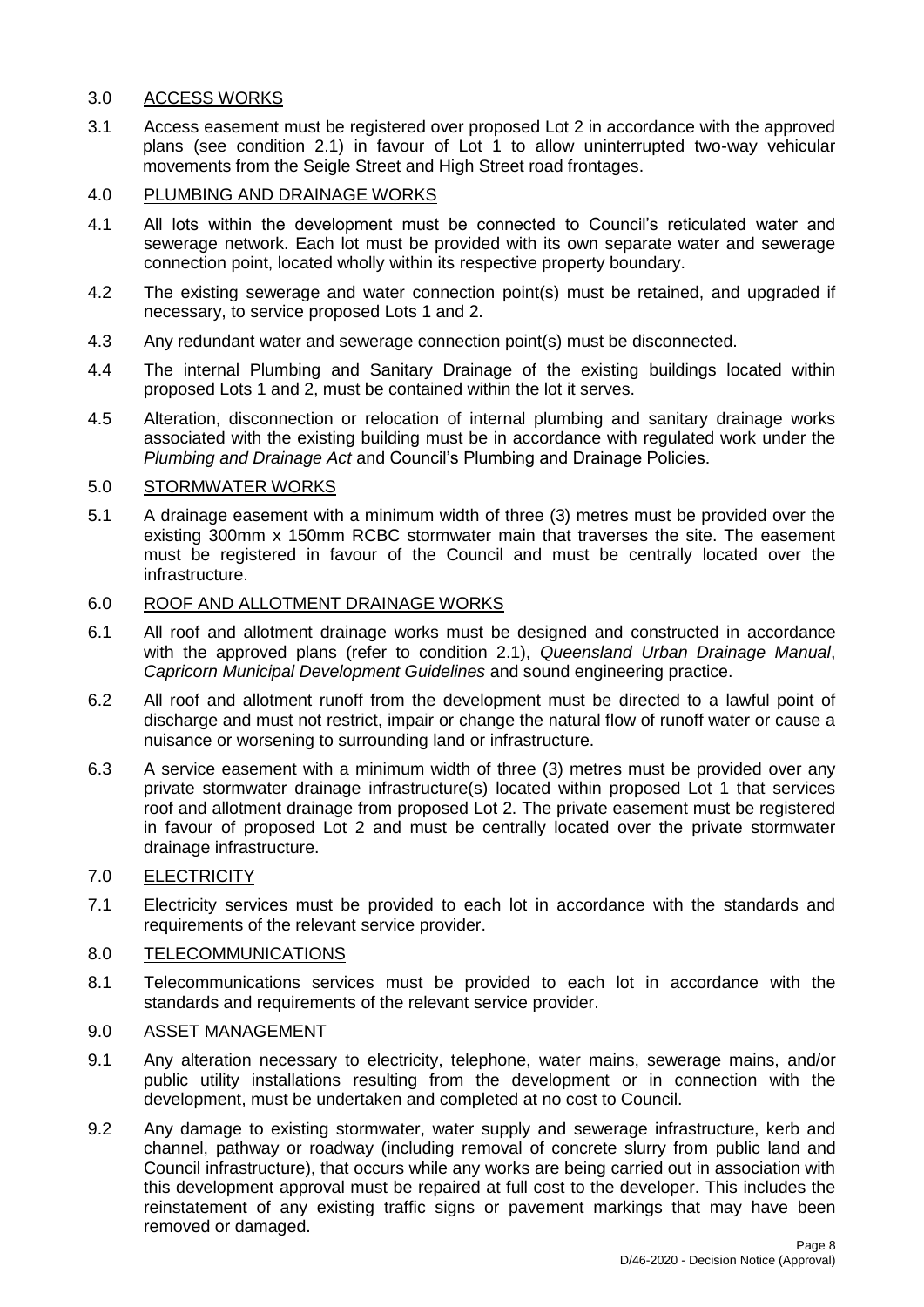## 3.0 ACCESS WORKS

3.1 Access easement must be registered over proposed Lot 2 in accordance with the approved plans (see condition 2.1) in favour of Lot 1 to allow uninterrupted two-way vehicular movements from the Seigle Street and High Street road frontages.

## 4.0 PLUMBING AND DRAINAGE WORKS

4.1 All lots within the development must be connected to Council's reticulated water and sewerage network. Each lot must be provided with its own separate water and sewerage connection point, located wholly within its respective property boundary.

4.2 The existing sewerage and water connection point(s) must be retained, and upgraded if necessary, to service proposed Lots 1 and 2.

4.3 Any redundant water and sewerage connection point(s) must be disconnected.

4.4 The internal Plumbing and Sanitary Drainage of the existing buildings located within proposed Lots 1 and 2, must be contained within the lot it serves.

4.5 Alteration, disconnection or relocation of internal plumbing and sanitary drainage works associated with the existing building must be in accordance with regulated work under the *Plumbing and Drainage Act* and Council's Plumbing and Drainage Policies.

## 5.0 STORMWATER WORKS

5.1 A drainage easement with a minimum width of three (3) metres must be provided over the existing 300mm x 150mm RCBC stormwater main that traverses the site. The easement must be registered in favour of the Council and must be centrally located over the infrastructure.

## 6.0 ROOF AND ALLOTMENT DRAINAGE WORKS

6.1 All roof and allotment drainage works must be designed and constructed in accordance with the approved plans (refer to condition 2.1), *Queensland Urban Drainage Manual*, *Capricorn Municipal Development Guidelines* and sound engineering practice.

6.2 All roof and allotment runoff from the development must be directed to a lawful point of discharge and must not restrict, impair or change the natural flow of runoff water or cause a nuisance or worsening to surrounding land or infrastructure.

6.3 A service easement with a minimum width of three (3) metres must be provided over any private stormwater drainage infrastructure(s) located within proposed Lot 1 that services roof and allotment drainage from proposed Lot 2. The private easement must be registered in favour of proposed Lot 2 and must be centrally located over the private stormwater drainage infrastructure.

## 7.0 ELECTRICITY

7.1 Electricity services must be provided to each lot in accordance with the standards and requirements of the relevant service provider.

## 8.0 TELECOMMUNICATIONS

8.1 Telecommunications services must be provided to each lot in accordance with the standards and requirements of the relevant service provider.

## 9.0 ASSET MANAGEMENT

9.1 Any alteration necessary to electricity, telephone, water mains, sewerage mains, and/or public utility installations resulting from the development or in connection with the development, must be undertaken and completed at no cost to Council.

9.2 Any damage to existing stormwater, water supply and sewerage infrastructure, kerb and channel, pathway or roadway (including removal of concrete slurry from public land and Council infrastructure), that occurs while any works are being carried out in association with this development approval must be repaired at full cost to the developer. This includes the reinstatement of any existing traffic signs or pavement markings that may have been removed or damaged.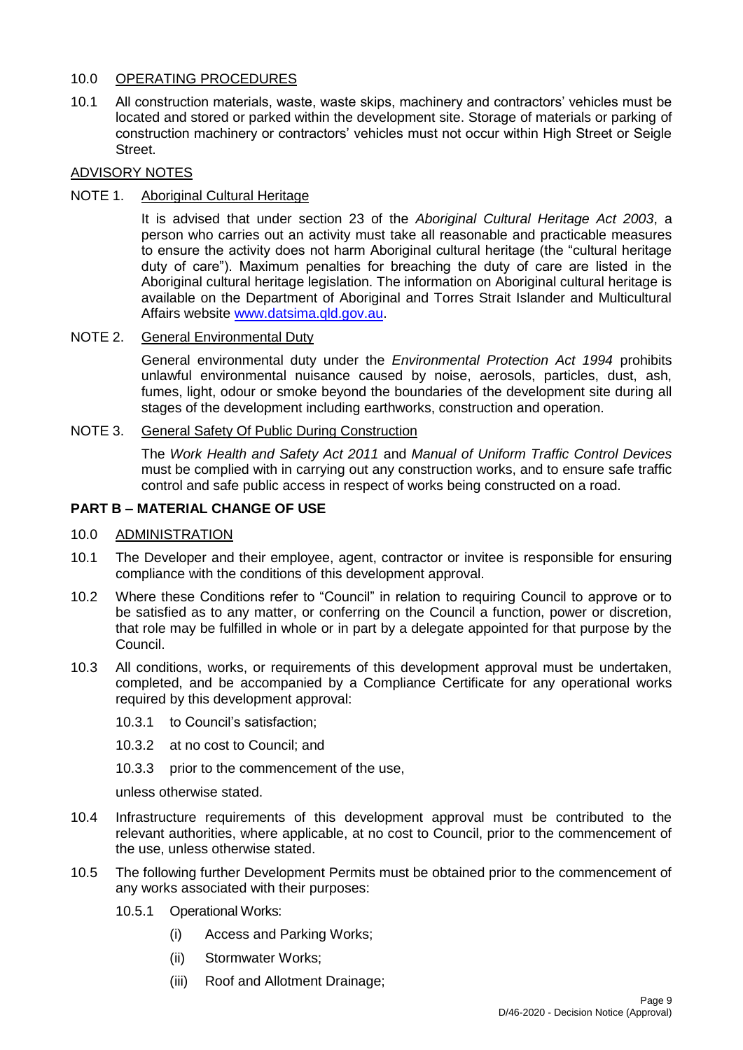10.0 OPERATING PROCEDURES

10.1 All construction materials, waste, waste skips, machinery and contractors' vehicles must be located and stored or parked within the development site. Storage of materials or parking of construction machinery or contractors' vehicles must not occur within High Street or Seigle Street.

ADVISORY NOTES

NOTE 1. Aboriginal Cultural Heritage

It is advised that under section 23 of the *Aboriginal Cultural Heritage Act 2003*, a person who carries out an activity must take all reasonable and practicable measures to ensure the activity does not harm Aboriginal cultural heritage (the "cultural heritage duty of care"). Maximum penalties for breaching the duty of care are listed in the Aboriginal cultural heritage legislation. The information on Aboriginal cultural heritage is available on the Department of Aboriginal and Torres Strait Islander and Multicultural Affairs website www.datsima.qld.gov.au.

NOTE 2. General Environmental Duty

General environmental duty under the *Environmental Protection Act 1994* prohibits unlawful environmental nuisance caused by noise, aerosols, particles, dust, ash, fumes, light, odour or smoke beyond the boundaries of the development site during all stages of the development including earthworks, construction and operation.

NOTE 3. General Safety Of Public During Construction

The *Work Health and Safety Act 2011* and *Manual of Uniform Traffic Control Devices* must be complied with in carrying out any construction works, and to ensure safe traffic control and safe public access in respect of works being constructed on a road.

**PART B – MATERIAL CHANGE OF USE**

10.0 ADMINISTRATION

10.1 The Developer and their employee, agent, contractor or invitee is responsible for ensuring compliance with the conditions of this development approval.

10.2 Where these Conditions refer to "Council" in relation to requiring Council to approve or to be satisfied as to any matter, or conferring on the Council a function, power or discretion, that role may be fulfilled in whole or in part by a delegate appointed for that purpose by the Council.

10.3 All conditions, works, or requirements of this development approval must be undertaken, completed, and be accompanied by a Compliance Certificate for any operational works required by this development approval:

- 10.3.1 to Council's satisfaction;
- 10.3.2 at no cost to Council; and
- 10.3.3 prior to the commencement of the use,

unless otherwise stated.

10.4 Infrastructure requirements of this development approval must be contributed to the relevant authorities, where applicable, at no cost to Council, prior to the commencement of the use, unless otherwise stated.

10.5 The following further Development Permits must be obtained prior to the commencement of any works associated with their purposes:

- 10.5.1 Operational Works:
  - (i) Access and Parking Works;
  - (ii) Stormwater Works;
  - (iii) Roof and Allotment Drainage;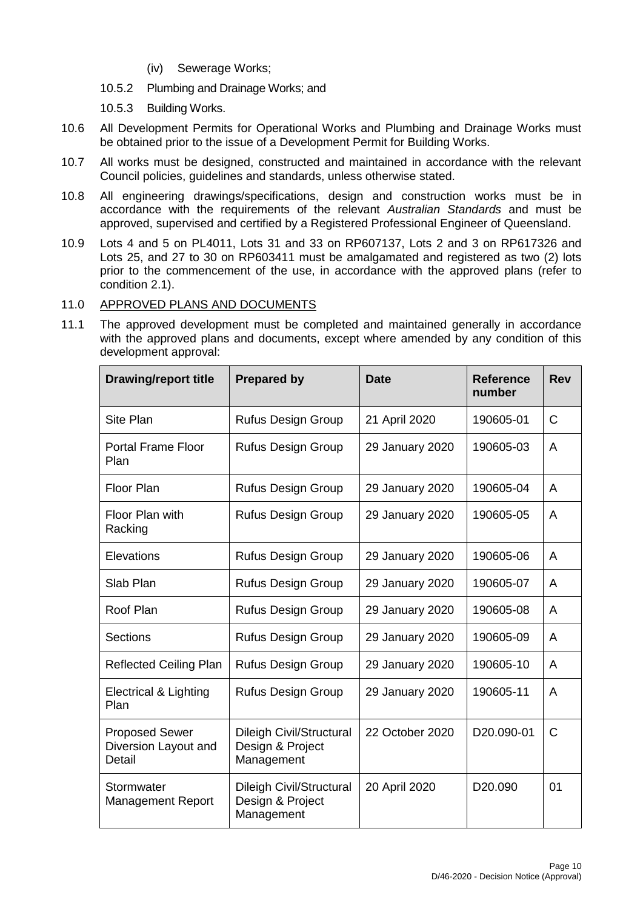(iv) Sewerage Works;

10.5.2 Plumbing and Drainage Works; and

10.5.3 Building Works.

10.6 All Development Permits for Operational Works and Plumbing and Drainage Works must be obtained prior to the issue of a Development Permit for Building Works.

10.7 All works must be designed, constructed and maintained in accordance with the relevant Council policies, guidelines and standards, unless otherwise stated.

10.8 All engineering drawings/specifications, design and construction works must be in accordance with the requirements of the relevant *Australian Standards* and must be approved, supervised and certified by a Registered Professional Engineer of Queensland.

10.9 Lots 4 and 5 on PL4011, Lots 31 and 33 on RP607137, Lots 2 and 3 on RP617326 and Lots 25, and 27 to 30 on RP603411 must be amalgamated and registered as two (2) lots prior to the commencement of the use, in accordance with the approved plans (refer to condition 2.1).

11.0 APPROVED PLANS AND DOCUMENTS

11.1 The approved development must be completed and maintained generally in accordance with the approved plans and documents, except where amended by any condition of this development approval:

| Drawing/report title | Prepared by | Date | Reference number | Rev |
|---|---|---|---|---|
| Site Plan | Rufus Design Group | 21 April 2020 | 190605-01 | C |
| Portal Frame Floor Plan | Rufus Design Group | 29 January 2020 | 190605-03 | A |
| Floor Plan | Rufus Design Group | 29 January 2020 | 190605-04 | A |
| Floor Plan with Racking | Rufus Design Group | 29 January 2020 | 190605-05 | A |
| Elevations | Rufus Design Group | 29 January 2020 | 190605-06 | A |
| Slab Plan | Rufus Design Group | 29 January 2020 | 190605-07 | A |
| Roof Plan | Rufus Design Group | 29 January 2020 | 190605-08 | A |
| Sections | Rufus Design Group | 29 January 2020 | 190605-09 | A |
| Reflected Ceiling Plan | Rufus Design Group | 29 January 2020 | 190605-10 | A |
| Electrical & Lighting Plan | Rufus Design Group | 29 January 2020 | 190605-11 | A |
| Proposed Sewer Diversion Layout and Detail | Dileigh Civil/Structural Design & Project Management | 22 October 2020 | D20.090-01 | C |
| Stormwater Management Report | Dileigh Civil/Structural Design & Project Management | 20 April 2020 | D20.090 | 01 |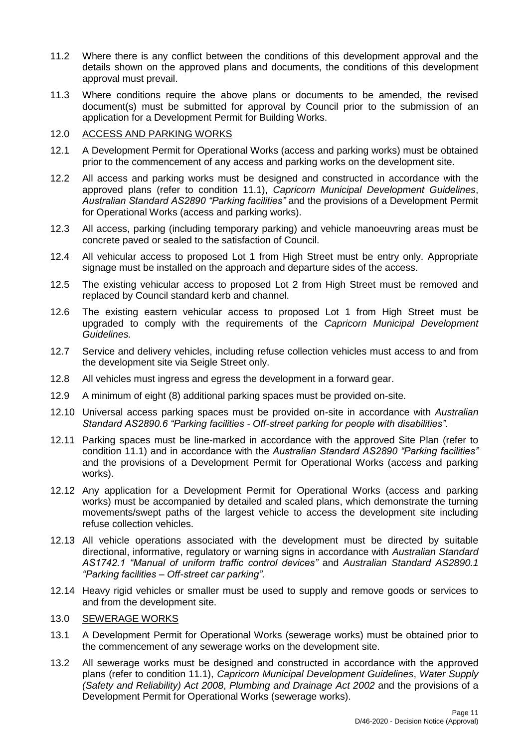11.2 Where there is any conflict between the conditions of this development approval and the details shown on the approved plans and documents, the conditions of this development approval must prevail.

11.3 Where conditions require the above plans or documents to be amended, the revised document(s) must be submitted for approval by Council prior to the submission of an application for a Development Permit for Building Works.

12.0 ACCESS AND PARKING WORKS

12.1 A Development Permit for Operational Works (access and parking works) must be obtained prior to the commencement of any access and parking works on the development site.

12.2 All access and parking works must be designed and constructed in accordance with the approved plans (refer to condition 11.1), *Capricorn Municipal Development Guidelines*, *Australian Standard AS2890 "Parking facilities"* and the provisions of a Development Permit for Operational Works (access and parking works).

12.3 All access, parking (including temporary parking) and vehicle manoeuvring areas must be concrete paved or sealed to the satisfaction of Council.

12.4 All vehicular access to proposed Lot 1 from High Street must be entry only. Appropriate signage must be installed on the approach and departure sides of the access.

12.5 The existing vehicular access to proposed Lot 2 from High Street must be removed and replaced by Council standard kerb and channel.

12.6 The existing eastern vehicular access to proposed Lot 1 from High Street must be upgraded to comply with the requirements of the *Capricorn Municipal Development Guidelines.*

12.7 Service and delivery vehicles, including refuse collection vehicles must access to and from the development site via Seigle Street only.

12.8 All vehicles must ingress and egress the development in a forward gear.

12.9 A minimum of eight (8) additional parking spaces must be provided on-site.

12.10 Universal access parking spaces must be provided on-site in accordance with *Australian Standard AS2890.6 "Parking facilities - Off-street parking for people with disabilities".*

12.11 Parking spaces must be line-marked in accordance with the approved Site Plan (refer to condition 11.1) and in accordance with the *Australian Standard AS2890 "Parking facilities"* and the provisions of a Development Permit for Operational Works (access and parking works).

12.12 Any application for a Development Permit for Operational Works (access and parking works) must be accompanied by detailed and scaled plans, which demonstrate the turning movements/swept paths of the largest vehicle to access the development site including refuse collection vehicles.

12.13 All vehicle operations associated with the development must be directed by suitable directional, informative, regulatory or warning signs in accordance with *Australian Standard AS1742.1 "Manual of uniform traffic control devices"* and *Australian Standard AS2890.1 "Parking facilities – Off-street car parking".*

12.14 Heavy rigid vehicles or smaller must be used to supply and remove goods or services to and from the development site.

13.0 SEWERAGE WORKS

13.1 A Development Permit for Operational Works (sewerage works) must be obtained prior to the commencement of any sewerage works on the development site.

13.2 All sewerage works must be designed and constructed in accordance with the approved plans (refer to condition 11.1), *Capricorn Municipal Development Guidelines*, *Water Supply (Safety and Reliability) Act 2008*, *Plumbing and Drainage Act 2002* and the provisions of a Development Permit for Operational Works (sewerage works).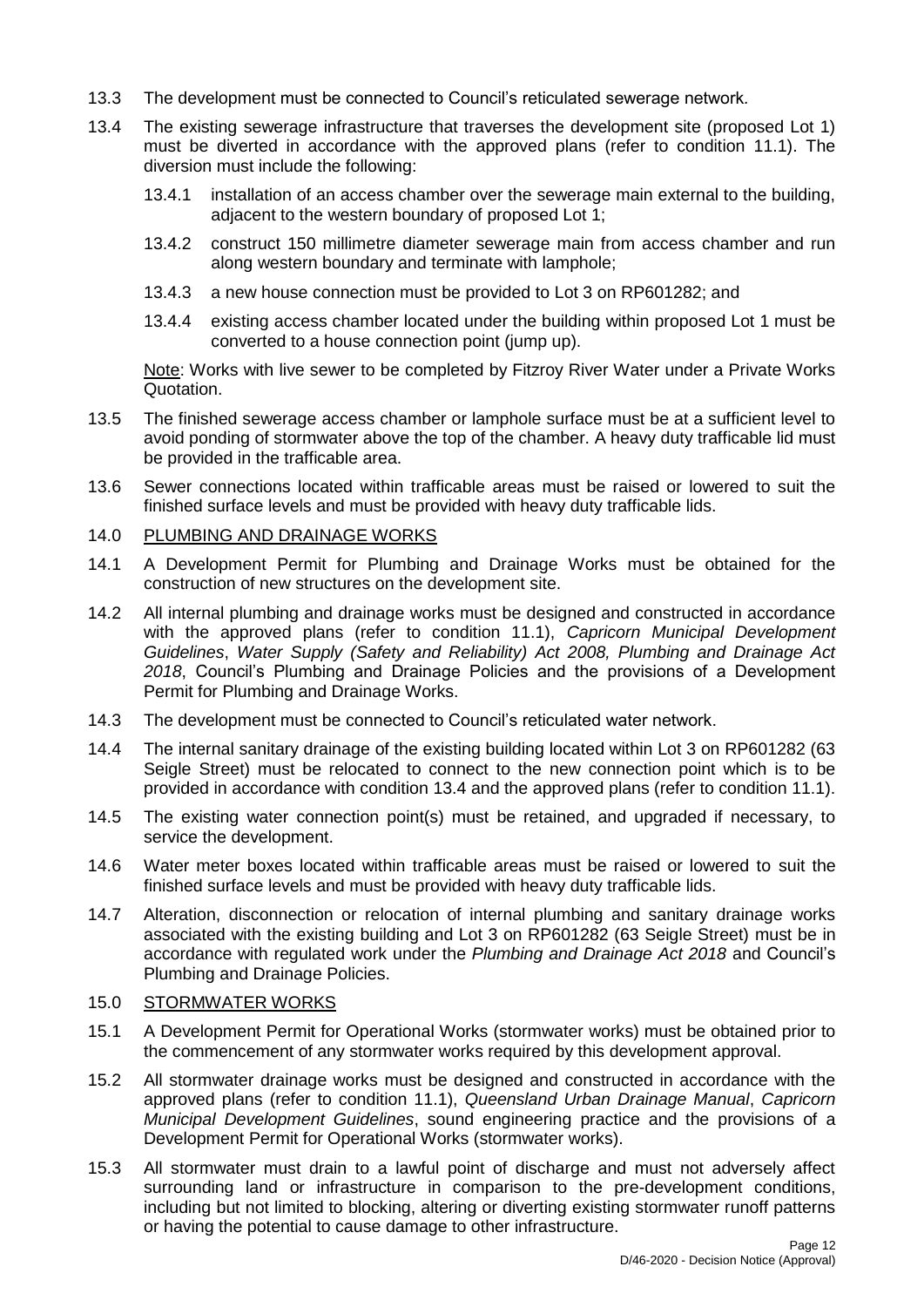13.3 The development must be connected to Council's reticulated sewerage network.

13.4 The existing sewerage infrastructure that traverses the development site (proposed Lot 1) must be diverted in accordance with the approved plans (refer to condition 11.1). The diversion must include the following:

13.4.1 installation of an access chamber over the sewerage main external to the building, adjacent to the western boundary of proposed Lot 1;

13.4.2 construct 150 millimetre diameter sewerage main from access chamber and run along western boundary and terminate with lamphole;

13.4.3 a new house connection must be provided to Lot 3 on RP601282; and

13.4.4 existing access chamber located under the building within proposed Lot 1 must be converted to a house connection point (jump up).

Note: Works with live sewer to be completed by Fitzroy River Water under a Private Works Quotation.

13.5 The finished sewerage access chamber or lamphole surface must be at a sufficient level to avoid ponding of stormwater above the top of the chamber. A heavy duty trafficable lid must be provided in the trafficable area.

13.6 Sewer connections located within trafficable areas must be raised or lowered to suit the finished surface levels and must be provided with heavy duty trafficable lids.

14.0 PLUMBING AND DRAINAGE WORKS

14.1 A Development Permit for Plumbing and Drainage Works must be obtained for the construction of new structures on the development site.

14.2 All internal plumbing and drainage works must be designed and constructed in accordance with the approved plans (refer to condition 11.1), *Capricorn Municipal Development Guidelines*, *Water Supply (Safety and Reliability) Act 2008, Plumbing and Drainage Act 2018*, Council's Plumbing and Drainage Policies and the provisions of a Development Permit for Plumbing and Drainage Works.

14.3 The development must be connected to Council's reticulated water network.

14.4 The internal sanitary drainage of the existing building located within Lot 3 on RP601282 (63 Seigle Street) must be relocated to connect to the new connection point which is to be provided in accordance with condition 13.4 and the approved plans (refer to condition 11.1).

14.5 The existing water connection point(s) must be retained, and upgraded if necessary, to service the development.

14.6 Water meter boxes located within trafficable areas must be raised or lowered to suit the finished surface levels and must be provided with heavy duty trafficable lids.

14.7 Alteration, disconnection or relocation of internal plumbing and sanitary drainage works associated with the existing building and Lot 3 on RP601282 (63 Seigle Street) must be in accordance with regulated work under the *Plumbing and Drainage Act 2018* and Council's Plumbing and Drainage Policies.

15.0 STORMWATER WORKS

15.1 A Development Permit for Operational Works (stormwater works) must be obtained prior to the commencement of any stormwater works required by this development approval.

15.2 All stormwater drainage works must be designed and constructed in accordance with the approved plans (refer to condition 11.1), *Queensland Urban Drainage Manual*, *Capricorn Municipal Development Guidelines*, sound engineering practice and the provisions of a Development Permit for Operational Works (stormwater works).

15.3 All stormwater must drain to a lawful point of discharge and must not adversely affect surrounding land or infrastructure in comparison to the pre-development conditions, including but not limited to blocking, altering or diverting existing stormwater runoff patterns or having the potential to cause damage to other infrastructure.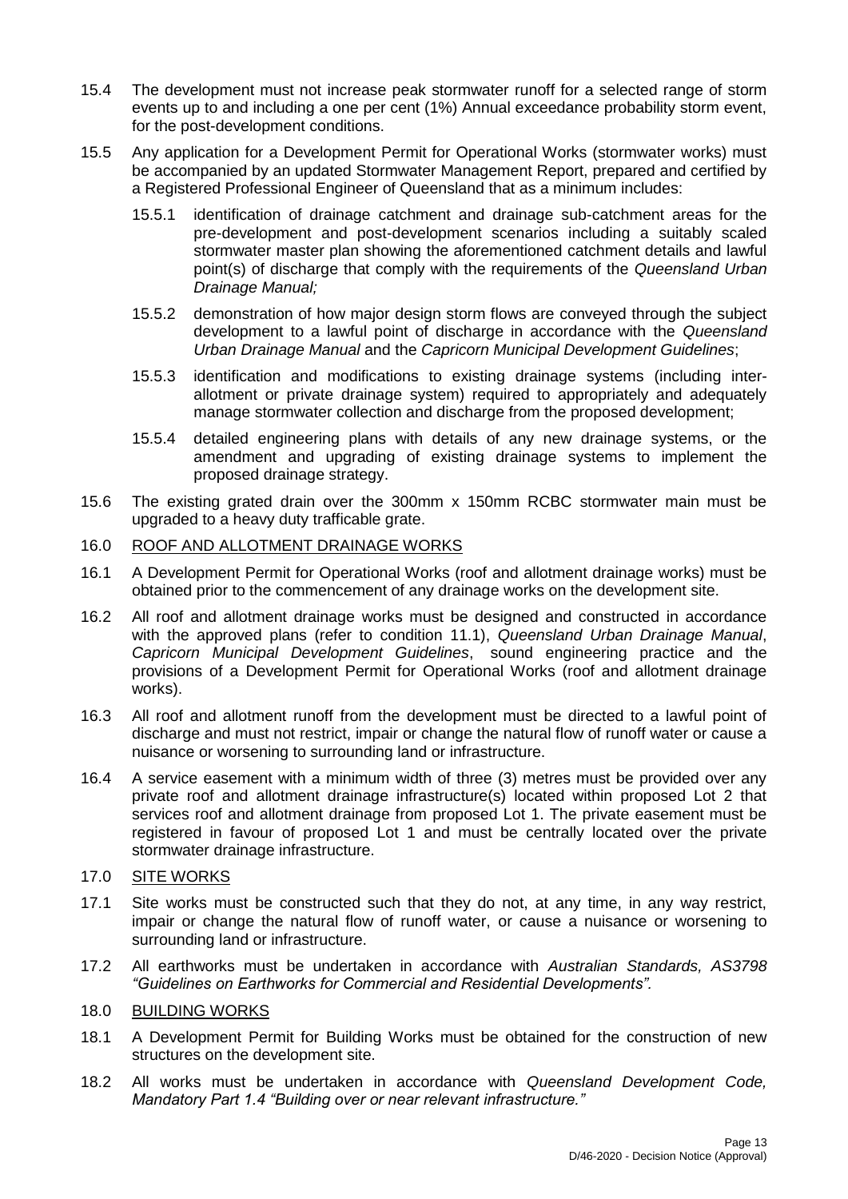15.4 The development must not increase peak stormwater runoff for a selected range of storm events up to and including a one per cent (1%) Annual exceedance probability storm event, for the post-development conditions.

15.5 Any application for a Development Permit for Operational Works (stormwater works) must be accompanied by an updated Stormwater Management Report, prepared and certified by a Registered Professional Engineer of Queensland that as a minimum includes:

15.5.1 identification of drainage catchment and drainage sub-catchment areas for the pre-development and post-development scenarios including a suitably scaled stormwater master plan showing the aforementioned catchment details and lawful point(s) of discharge that comply with the requirements of the *Queensland Urban Drainage Manual;*

15.5.2 demonstration of how major design storm flows are conveyed through the subject development to a lawful point of discharge in accordance with the *Queensland Urban Drainage Manual* and the *Capricorn Municipal Development Guidelines*;

15.5.3 identification and modifications to existing drainage systems (including inter-allotment or private drainage system) required to appropriately and adequately manage stormwater collection and discharge from the proposed development;

15.5.4 detailed engineering plans with details of any new drainage systems, or the amendment and upgrading of existing drainage systems to implement the proposed drainage strategy.

15.6 The existing grated drain over the 300mm x 150mm RCBC stormwater main must be upgraded to a heavy duty trafficable grate.

16.0 <u>ROOF AND ALLOTMENT DRAINAGE WORKS</u>

16.1 A Development Permit for Operational Works (roof and allotment drainage works) must be obtained prior to the commencement of any drainage works on the development site.

16.2 All roof and allotment drainage works must be designed and constructed in accordance with the approved plans (refer to condition 11.1), *Queensland Urban Drainage Manual*, *Capricorn Municipal Development Guidelines*, sound engineering practice and the provisions of a Development Permit for Operational Works (roof and allotment drainage works).

16.3 All roof and allotment runoff from the development must be directed to a lawful point of discharge and must not restrict, impair or change the natural flow of runoff water or cause a nuisance or worsening to surrounding land or infrastructure.

16.4 A service easement with a minimum width of three (3) metres must be provided over any private roof and allotment drainage infrastructure(s) located within proposed Lot 2 that services roof and allotment drainage from proposed Lot 1. The private easement must be registered in favour of proposed Lot 1 and must be centrally located over the private stormwater drainage infrastructure.

17.0 <u>SITE WORKS</u>

17.1 Site works must be constructed such that they do not, at any time, in any way restrict, impair or change the natural flow of runoff water, or cause a nuisance or worsening to surrounding land or infrastructure.

17.2 All earthworks must be undertaken in accordance with *Australian Standards, AS3798 "Guidelines on Earthworks for Commercial and Residential Developments"*.

18.0 <u>BUILDING WORKS</u>

18.1 A Development Permit for Building Works must be obtained for the construction of new structures on the development site.

18.2 All works must be undertaken in accordance with *Queensland Development Code, Mandatory Part 1.4 "Building over or near relevant infrastructure."*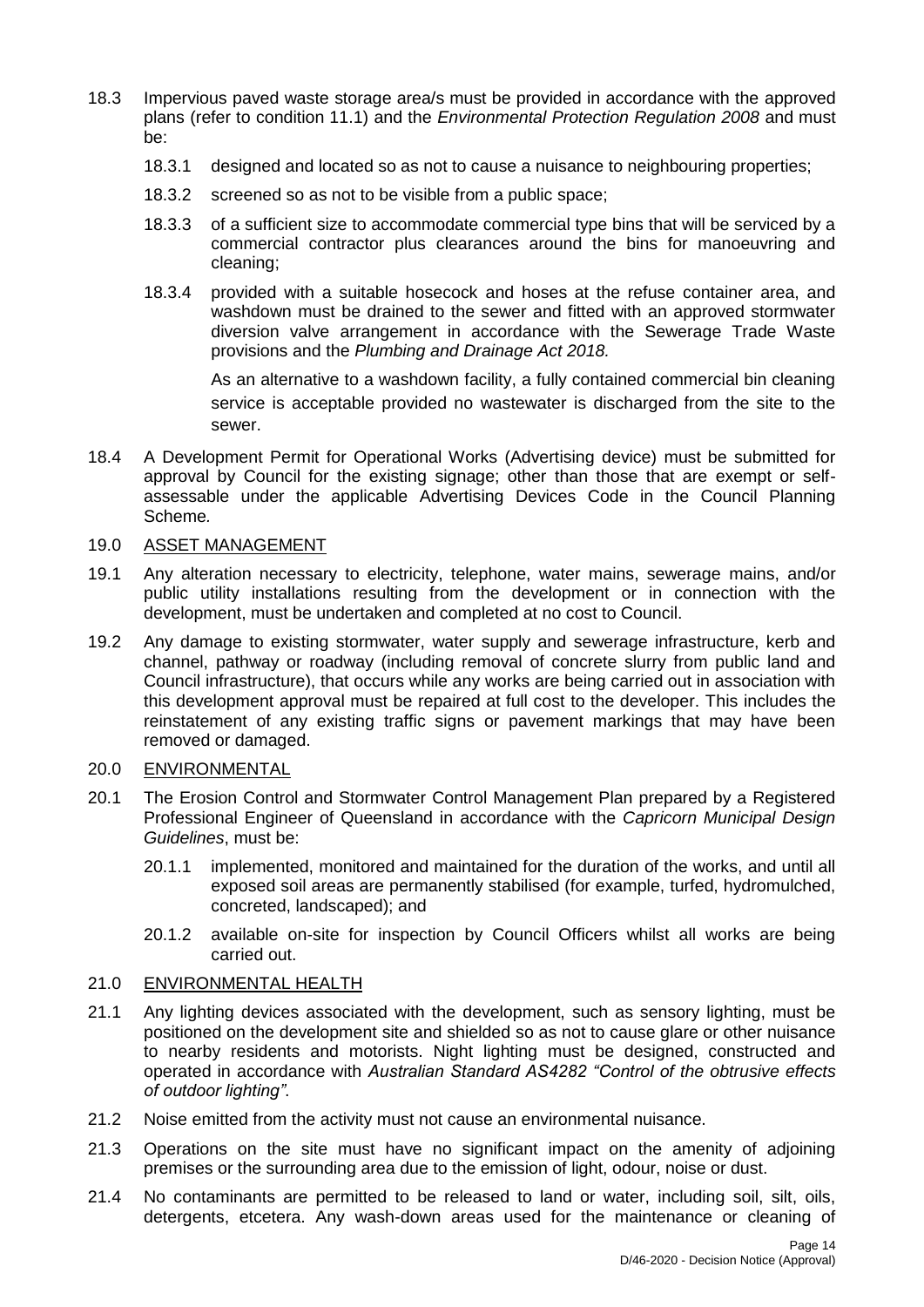18.3 Impervious paved waste storage area/s must be provided in accordance with the approved plans (refer to condition 11.1) and the *Environmental Protection Regulation 2008* and must be:

18.3.1 designed and located so as not to cause a nuisance to neighbouring properties;

18.3.2 screened so as not to be visible from a public space;

18.3.3 of a sufficient size to accommodate commercial type bins that will be serviced by a commercial contractor plus clearances around the bins for manoeuvring and cleaning;

18.3.4 provided with a suitable hosecock and hoses at the refuse container area, and washdown must be drained to the sewer and fitted with an approved stormwater diversion valve arrangement in accordance with the Sewerage Trade Waste provisions and the *Plumbing and Drainage Act 2018.*

As an alternative to a washdown facility, a fully contained commercial bin cleaning service is acceptable provided no wastewater is discharged from the site to the sewer.

18.4 A Development Permit for Operational Works (Advertising device) must be submitted for approval by Council for the existing signage; other than those that are exempt or self-assessable under the applicable Advertising Devices Code in the Council Planning Scheme*.*

19.0 ASSET MANAGEMENT

19.1 Any alteration necessary to electricity, telephone, water mains, sewerage mains, and/or public utility installations resulting from the development or in connection with the development, must be undertaken and completed at no cost to Council.

19.2 Any damage to existing stormwater, water supply and sewerage infrastructure, kerb and channel, pathway or roadway (including removal of concrete slurry from public land and Council infrastructure), that occurs while any works are being carried out in association with this development approval must be repaired at full cost to the developer. This includes the reinstatement of any existing traffic signs or pavement markings that may have been removed or damaged.

20.0 ENVIRONMENTAL

20.1 The Erosion Control and Stormwater Control Management Plan prepared by a Registered Professional Engineer of Queensland in accordance with the *Capricorn Municipal Design Guidelines*, must be:

20.1.1 implemented, monitored and maintained for the duration of the works, and until all exposed soil areas are permanently stabilised (for example, turfed, hydromulched, concreted, landscaped); and

20.1.2 available on-site for inspection by Council Officers whilst all works are being carried out.

21.0 ENVIRONMENTAL HEALTH

21.1 Any lighting devices associated with the development, such as sensory lighting, must be positioned on the development site and shielded so as not to cause glare or other nuisance to nearby residents and motorists. Night lighting must be designed, constructed and operated in accordance with *Australian Standard AS4282 "Control of the obtrusive effects of outdoor lighting"*.

21.2 Noise emitted from the activity must not cause an environmental nuisance.

21.3 Operations on the site must have no significant impact on the amenity of adjoining premises or the surrounding area due to the emission of light, odour, noise or dust.

21.4 No contaminants are permitted to be released to land or water, including soil, silt, oils, detergents, etcetera. Any wash-down areas used for the maintenance or cleaning of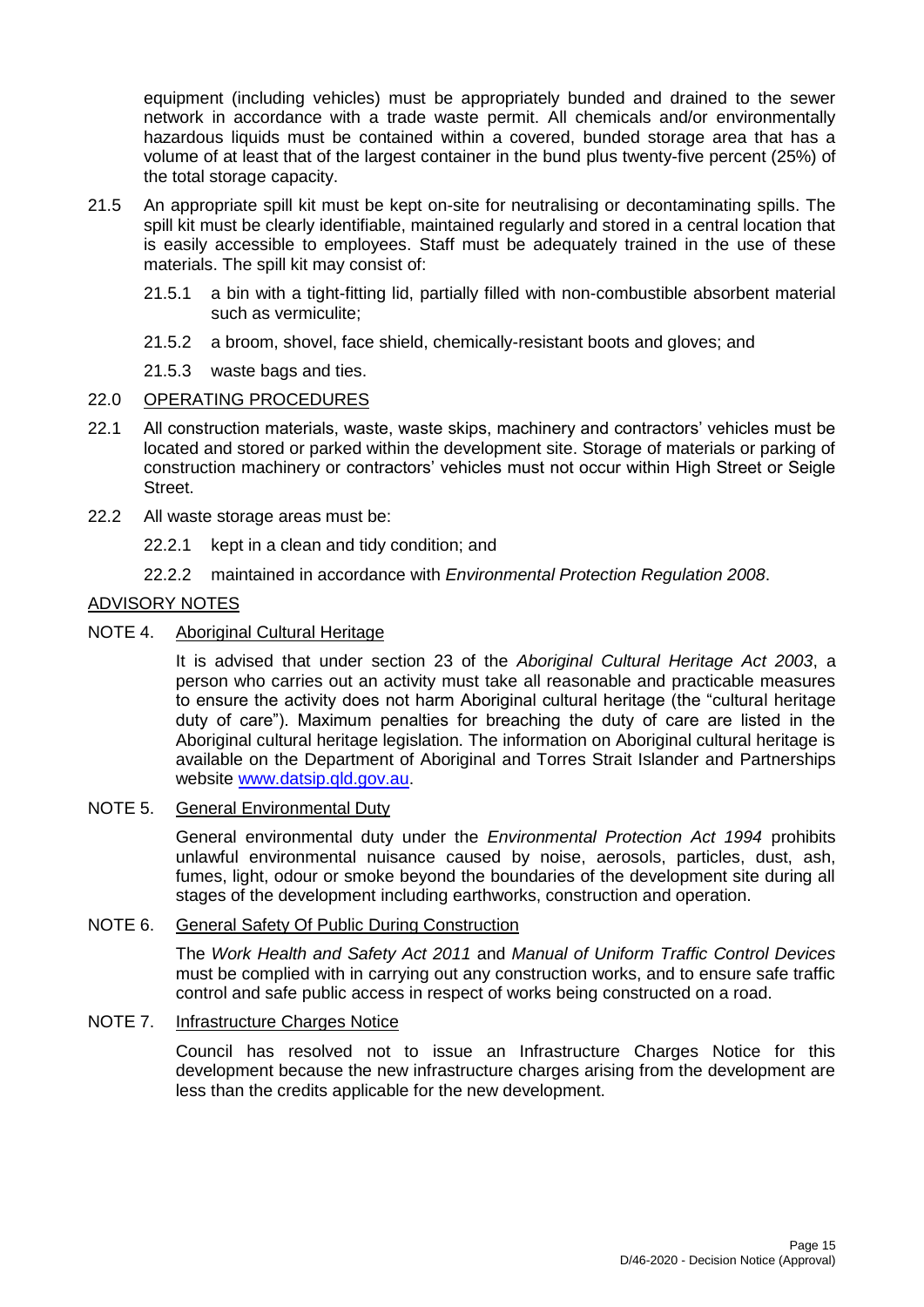equipment (including vehicles) must be appropriately bunded and drained to the sewer network in accordance with a trade waste permit. All chemicals and/or environmentally hazardous liquids must be contained within a covered, bunded storage area that has a volume of at least that of the largest container in the bund plus twenty-five percent (25%) of the total storage capacity.

21.5 An appropriate spill kit must be kept on-site for neutralising or decontaminating spills. The spill kit must be clearly identifiable, maintained regularly and stored in a central location that is easily accessible to employees. Staff must be adequately trained in the use of these materials. The spill kit may consist of:

21.5.1 a bin with a tight-fitting lid, partially filled with non-combustible absorbent material such as vermiculite;

21.5.2 a broom, shovel, face shield, chemically-resistant boots and gloves; and

21.5.3 waste bags and ties.

22.0 OPERATING PROCEDURES

22.1 All construction materials, waste, waste skips, machinery and contractors' vehicles must be located and stored or parked within the development site. Storage of materials or parking of construction machinery or contractors' vehicles must not occur within High Street or Seigle Street.

22.2 All waste storage areas must be:

22.2.1 kept in a clean and tidy condition; and

22.2.2 maintained in accordance with *Environmental Protection Regulation 2008*.

ADVISORY NOTES

NOTE 4. Aboriginal Cultural Heritage

It is advised that under section 23 of the *Aboriginal Cultural Heritage Act 2003*, a person who carries out an activity must take all reasonable and practicable measures to ensure the activity does not harm Aboriginal cultural heritage (the "cultural heritage duty of care"). Maximum penalties for breaching the duty of care are listed in the Aboriginal cultural heritage legislation. The information on Aboriginal cultural heritage is available on the Department of Aboriginal and Torres Strait Islander and Partnerships website www.datsip.qld.gov.au.

NOTE 5. General Environmental Duty

General environmental duty under the *Environmental Protection Act 1994* prohibits unlawful environmental nuisance caused by noise, aerosols, particles, dust, ash, fumes, light, odour or smoke beyond the boundaries of the development site during all stages of the development including earthworks, construction and operation.

NOTE 6. General Safety Of Public During Construction

The *Work Health and Safety Act 2011* and *Manual of Uniform Traffic Control Devices* must be complied with in carrying out any construction works, and to ensure safe traffic control and safe public access in respect of works being constructed on a road.

NOTE 7. Infrastructure Charges Notice

Council has resolved not to issue an Infrastructure Charges Notice for this development because the new infrastructure charges arising from the development are less than the credits applicable for the new development.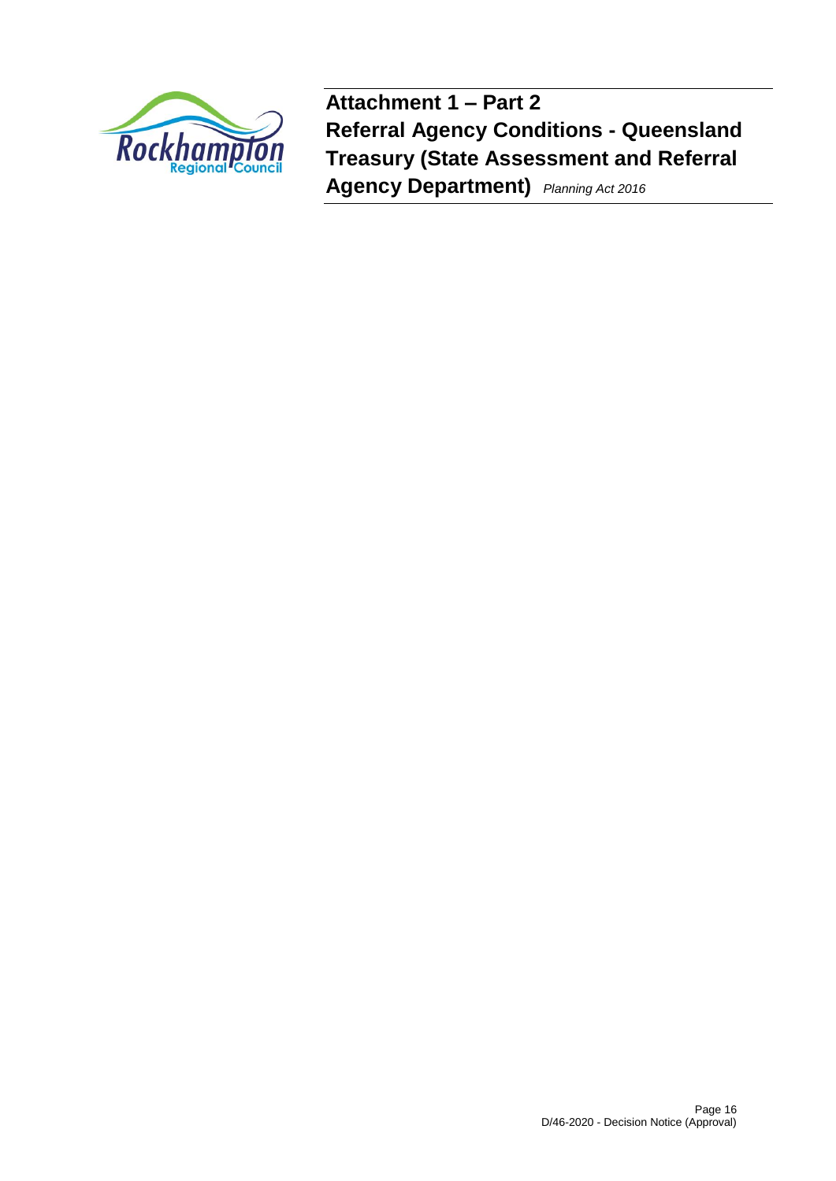**Attachment 1 – Part 2**
**Referral Agency Conditions - Queensland Treasury (State Assessment and Referral Agency Department)** *Planning Act 2016*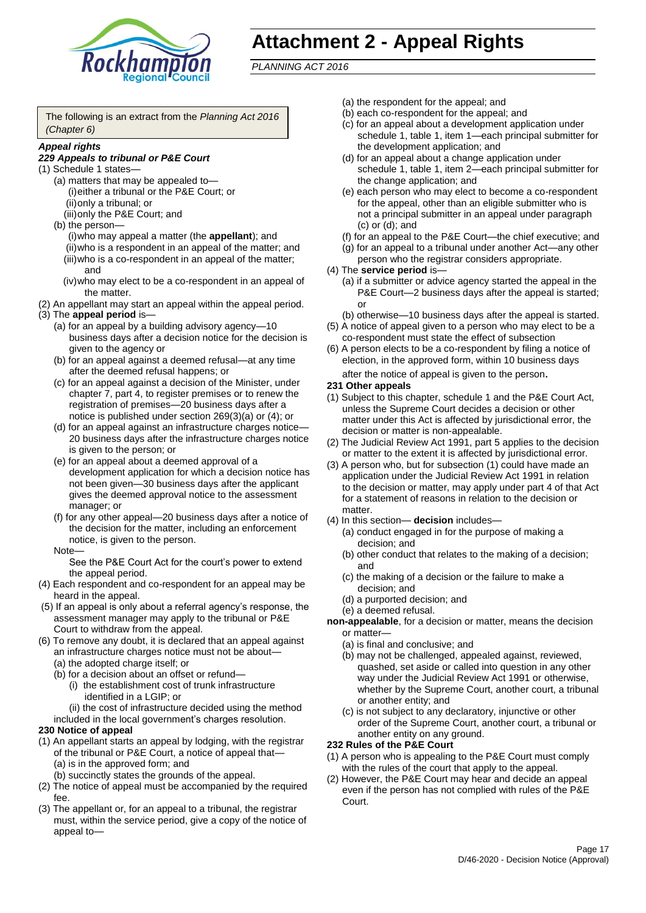# Attachment 2 - Appeal Rights

*PLANNING ACT 2016*

The following is an extract from the *Planning Act 2016 (Chapter 6)*

***Appeal rights***

***229 Appeals to tribunal or P&E Court***

(1) Schedule 1 states—

- (a) matters that may be appealed to—
  - (i) either a tribunal or the P&E Court; or
  - (ii) only a tribunal; or
  - (iii) only the P&E Court; and
- (b) the person—
  - (i) who may appeal a matter (the **appellant**); and
  - (ii) who is a respondent in an appeal of the matter; and
  - (iii) who is a co-respondent in an appeal of the matter; and
  - (iv) who may elect to be a co-respondent in an appeal of the matter.

(2) An appellant may start an appeal within the appeal period.

(3) The **appeal period** is—

- (a) for an appeal by a building advisory agency—10 business days after a decision notice for the decision is given to the agency or
- (b) for an appeal against a deemed refusal—at any time after the deemed refusal happens; or
- (c) for an appeal against a decision of the Minister, under chapter 7, part 4, to register premises or to renew the registration of premises—20 business days after a notice is published under section 269(3)(a) or (4); or
- (d) for an appeal against an infrastructure charges notice—20 business days after the infrastructure charges notice is given to the person; or
- (e) for an appeal about a deemed approval of a development application for which a decision notice has not been given—30 business days after the applicant gives the deemed approval notice to the assessment manager; or
- (f) for any other appeal—20 business days after a notice of the decision for the matter, including an enforcement notice, is given to the person.

Note—

See the P&E Court Act for the court's power to extend the appeal period.

(4) Each respondent and co-respondent for an appeal may be heard in the appeal.

(5) If an appeal is only about a referral agency's response, the assessment manager may apply to the tribunal or P&E Court to withdraw from the appeal.

(6) To remove any doubt, it is declared that an appeal against an infrastructure charges notice must not be about—

- (a) the adopted charge itself; or
- (b) for a decision about an offset or refund—
  - (i) the establishment cost of trunk infrastructure identified in a LGIP; or
  - (ii) the cost of infrastructure decided using the method included in the local government's charges resolution.

**230 Notice of appeal**

(1) An appellant starts an appeal by lodging, with the registrar of the tribunal or P&E Court, a notice of appeal that—

- (a) is in the approved form; and
- (b) succinctly states the grounds of the appeal.

(2) The notice of appeal must be accompanied by the required fee.

(3) The appellant or, for an appeal to a tribunal, the registrar must, within the service period, give a copy of the notice of appeal to—

- (a) the respondent for the appeal; and
- (b) each co-respondent for the appeal; and
- (c) for an appeal about a development application under schedule 1, table 1, item 1—each principal submitter for the development application; and
- (d) for an appeal about a change application under schedule 1, table 1, item 2—each principal submitter for the change application; and
- (e) each person who may elect to become a co-respondent for the appeal, other than an eligible submitter who is not a principal submitter in an appeal under paragraph (c) or (d); and
- (f) for an appeal to the P&E Court—the chief executive; and
- (g) for an appeal to a tribunal under another Act—any other person who the registrar considers appropriate.

(4) The **service period** is—

- (a) if a submitter or advice agency started the appeal in the P&E Court—2 business days after the appeal is started; or
- (b) otherwise—10 business days after the appeal is started.

(5) A notice of appeal given to a person who may elect to be a co-respondent must state the effect of subsection

(6) A person elects to be a co-respondent by filing a notice of election, in the approved form, within 10 business days after the notice of appeal is given to the person**.**

**231 Other appeals**

(1) Subject to this chapter, schedule 1 and the P&E Court Act, unless the Supreme Court decides a decision or other matter under this Act is affected by jurisdictional error, the decision or matter is non-appealable.

(2) The Judicial Review Act 1991, part 5 applies to the decision or matter to the extent it is affected by jurisdictional error.

(3) A person who, but for subsection (1) could have made an application under the Judicial Review Act 1991 in relation to the decision or matter, may apply under part 4 of that Act for a statement of reasons in relation to the decision or matter.

(4) In this section— **decision** includes—

- (a) conduct engaged in for the purpose of making a decision; and
- (b) other conduct that relates to the making of a decision; and
- (c) the making of a decision or the failure to make a decision; and
- (d) a purported decision; and
- (e) a deemed refusal.

**non-appealable**, for a decision or matter, means the decision or matter—

- (a) is final and conclusive; and
- (b) may not be challenged, appealed against, reviewed, quashed, set aside or called into question in any other way under the Judicial Review Act 1991 or otherwise, whether by the Supreme Court, another court, a tribunal or another entity; and
- (c) is not subject to any declaratory, injunctive or other order of the Supreme Court, another court, a tribunal or another entity on any ground.

**232 Rules of the P&E Court**

(1) A person who is appealing to the P&E Court must comply with the rules of the court that apply to the appeal.

(2) However, the P&E Court may hear and decide an appeal even if the person has not complied with rules of the P&E Court.

D/46-2020 - Decision Notice (Approval)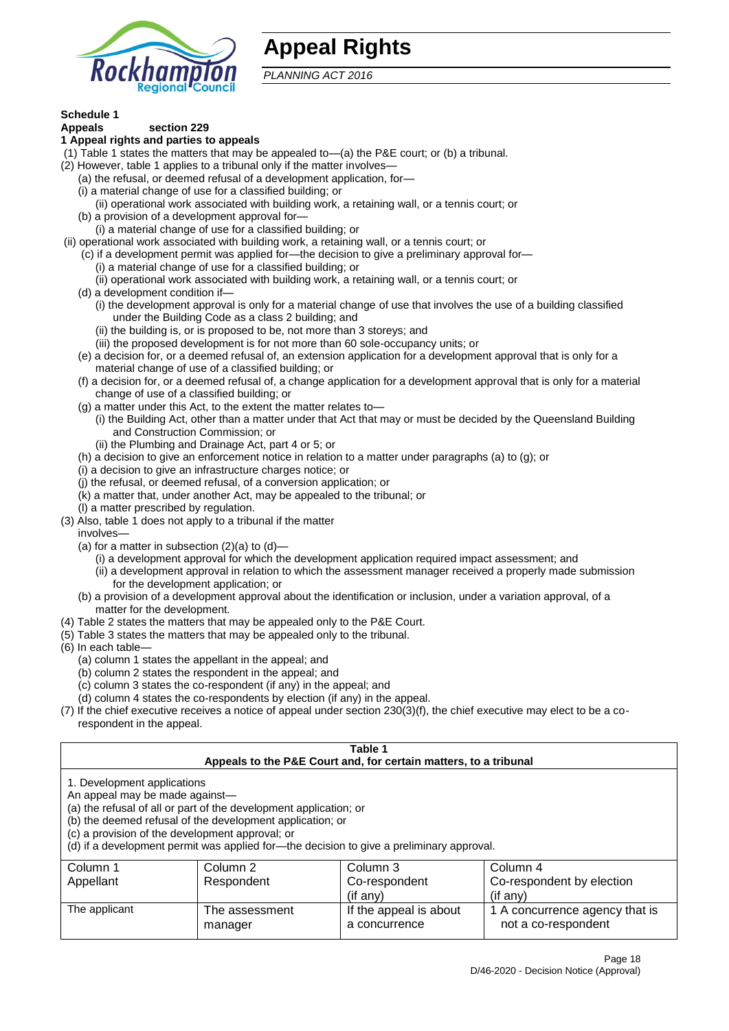# Appeal Rights

*PLANNING ACT 2016*

**Schedule 1**

**Appeals section 229**

**1 Appeal rights and parties to appeals**

(1) Table 1 states the matters that may be appealed to—(a) the P&E court; or (b) a tribunal.

(2) However, table 1 applies to a tribunal only if the matter involves—

(a) the refusal, or deemed refusal of a development application, for—

(i) a material change of use for a classified building; or

(ii) operational work associated with building work, a retaining wall, or a tennis court; or

(b) a provision of a development approval for—

(i) a material change of use for a classified building; or

(ii) operational work associated with building work, a retaining wall, or a tennis court; or

(c) if a development permit was applied for—the decision to give a preliminary approval for—

(i) a material change of use for a classified building; or

(ii) operational work associated with building work, a retaining wall, or a tennis court; or

(d) a development condition if—

(i) the development approval is only for a material change of use that involves the use of a building classified under the Building Code as a class 2 building; and

(ii) the building is, or is proposed to be, not more than 3 storeys; and

(iii) the proposed development is for not more than 60 sole-occupancy units; or

(e) a decision for, or a deemed refusal of, an extension application for a development approval that is only for a material change of use of a classified building; or

(f) a decision for, or a deemed refusal of, a change application for a development approval that is only for a material change of use of a classified building; or

(g) a matter under this Act, to the extent the matter relates to—

(i) the Building Act, other than a matter under that Act that may or must be decided by the Queensland Building and Construction Commission; or

(ii) the Plumbing and Drainage Act, part 4 or 5; or

(h) a decision to give an enforcement notice in relation to a matter under paragraphs (a) to (g); or

(i) a decision to give an infrastructure charges notice; or

(j) the refusal, or deemed refusal, of a conversion application; or

(k) a matter that, under another Act, may be appealed to the tribunal; or

(l) a matter prescribed by regulation.

(3) Also, table 1 does not apply to a tribunal if the matter involves—

(a) for a matter in subsection (2)(a) to (d)—

(i) a development approval for which the development application required impact assessment; and

(ii) a development approval in relation to which the assessment manager received a properly made submission for the development application; or

(b) a provision of a development approval about the identification or inclusion, under a variation approval, of a matter for the development.

(4) Table 2 states the matters that may be appealed only to the P&E Court.

(5) Table 3 states the matters that may be appealed only to the tribunal.

(6) In each table—

(a) column 1 states the appellant in the appeal; and

(b) column 2 states the respondent in the appeal; and

(c) column 3 states the co-respondent (if any) in the appeal; and

(d) column 4 states the co-respondents by election (if any) in the appeal.

(7) If the chief executive receives a notice of appeal under section 230(3)(f), the chief executive may elect to be a co-respondent in the appeal.

**Table 1**
**Appeals to the P&E Court and, for certain matters, to a tribunal**

1. Development applications

An appeal may be made against—

(a) the refusal of all or part of the development application; or

(b) the deemed refusal of the development application; or

(c) a provision of the development approval; or

(d) if a development permit was applied for—the decision to give a preliminary approval.

| Column 1<br>Appellant | Column 2<br>Respondent | Column 3<br>Co-respondent<br>(if any) | Column 4<br>Co-respondent by election<br>(if any) |
|---|---|---|---|
| The applicant | The assessment manager | If the appeal is about a concurrence | 1 A concurrence agency that is not a co-respondent |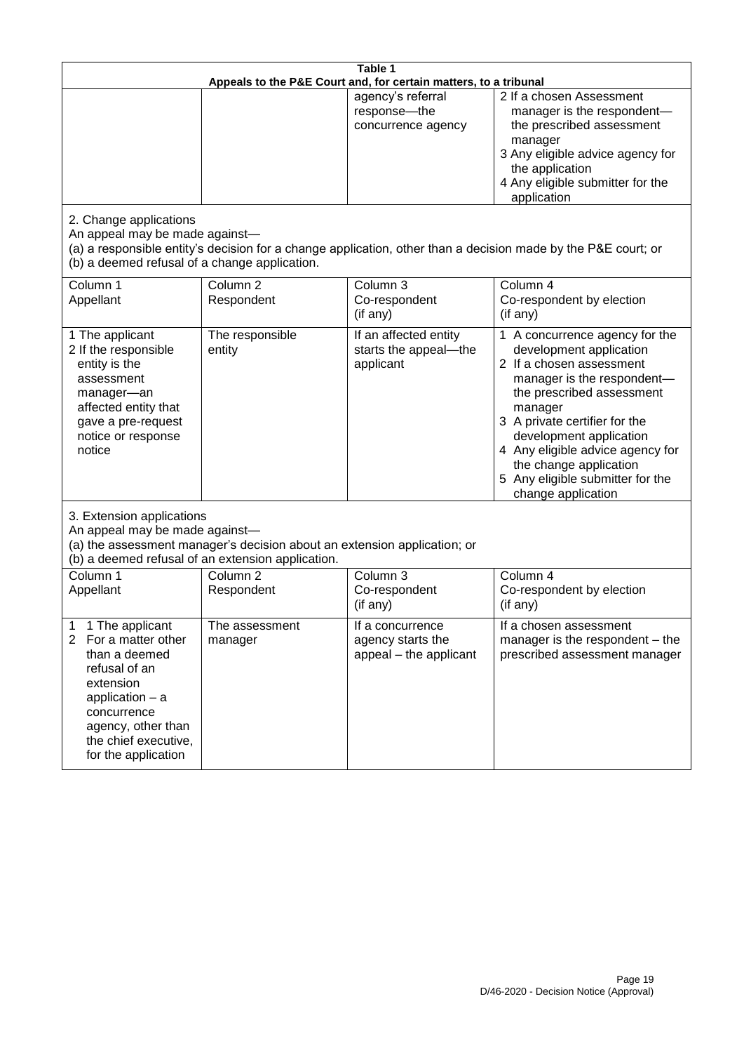**Table 1**
**Appeals to the P&E Court and, for certain matters, to a tribunal**

| | | | |
|---|---|---|---|
| | | agency's referral response—the concurrence agency | 2 If a chosen Assessment manager is the respondent—the prescribed assessment manager<br>3 Any eligible advice agency for the application<br>4 Any eligible submitter for the application |

2. Change applications

An appeal may be made against—

(a) a responsible entity's decision for a change application, other than a decision made by the P&E court; or

(b) a deemed refusal of a change application.

| Column 1<br>Appellant | Column 2<br>Respondent | Column 3<br>Co-respondent<br>(if any) | Column 4<br>Co-respondent by election<br>(if any) |
|---|---|---|---|
| 1 The applicant<br>2 If the responsible entity is the assessment manager—an affected entity that gave a pre-request notice or response notice | The responsible entity | If an affected entity starts the appeal—the applicant | 1 A concurrence agency for the development application<br>2 If a chosen assessment manager is the respondent—the prescribed assessment manager<br>3 A private certifier for the development application<br>4 Any eligible advice agency for the change application<br>5 Any eligible submitter for the change application |

3. Extension applications

An appeal may be made against—

(a) the assessment manager's decision about an extension application; or

(b) a deemed refusal of an extension application.

| Column 1<br>Appellant | Column 2<br>Respondent | Column 3<br>Co-respondent<br>(if any) | Column 4<br>Co-respondent by election<br>(if any) |
|---|---|---|---|
| 1 1 The applicant<br>2 For a matter other than a deemed refusal of an extension application – a concurrence agency, other than the chief executive, for the application | The assessment manager | If a concurrence agency starts the appeal – the applicant | If a chosen assessment manager is the respondent – the prescribed assessment manager |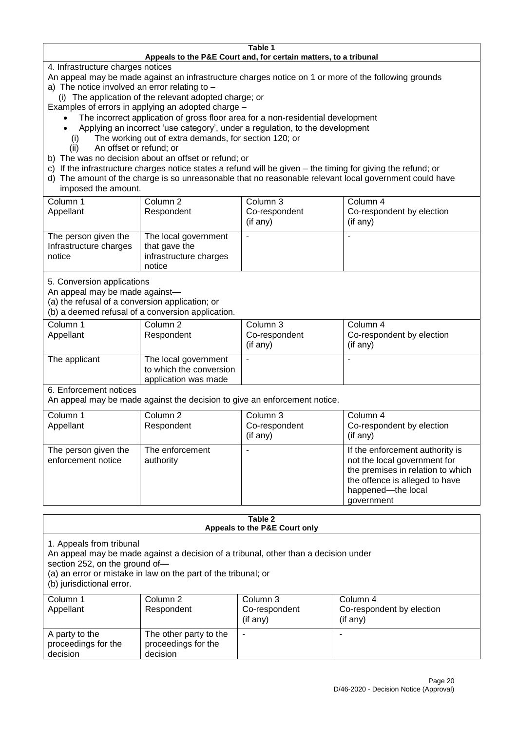**Table 1**
**Appeals to the P&E Court and, for certain matters, to a tribunal**

4. Infrastructure charges notices

An appeal may be made against an infrastructure charges notice on 1 or more of the following grounds

a) The notice involved an error relating to –

(i) The application of the relevant adopted charge; or

Examples of errors in applying an adopted charge –

- The incorrect application of gross floor area for a non-residential development
- Applying an incorrect 'use category', under a regulation, to the development

(i) The working out of extra demands, for section 120; or

(ii) An offset or refund; or

b) The was no decision about an offset or refund; or

c) If the infrastructure charges notice states a refund will be given – the timing for giving the refund; or

d) The amount of the charge is so unreasonable that no reasonable relevant local government could have imposed the amount.

| Column 1 Appellant | Column 2 Respondent | Column 3 Co-respondent (if any) | Column 4 Co-respondent by election (if any) |
|---|---|---|---|
| The person given the Infrastructure charges notice | The local government that gave the infrastructure charges notice | - | - |

5. Conversion applications

An appeal may be made against—

(a) the refusal of a conversion application; or

(b) a deemed refusal of a conversion application.

| Column 1 Appellant | Column 2 Respondent | Column 3 Co-respondent (if any) | Column 4 Co-respondent by election (if any) |
|---|---|---|---|
| The applicant | The local government to which the conversion application was made | - | - |

6. Enforcement notices

An appeal may be made against the decision to give an enforcement notice.

| Column 1 Appellant | Column 2 Respondent | Column 3 Co-respondent (if any) | Column 4 Co-respondent by election (if any) |
|---|---|---|---|
| The person given the enforcement notice | The enforcement authority | - | If the enforcement authority is not the local government for the premises in relation to which the offence is alleged to have happened—the local government |

**Table 2**
**Appeals to the P&E Court only**

1. Appeals from tribunal

An appeal may be made against a decision of a tribunal, other than a decision under section 252, on the ground of—

(a) an error or mistake in law on the part of the tribunal; or

(b) jurisdictional error.

| Column 1 Appellant | Column 2 Respondent | Column 3 Co-respondent (if any) | Column 4 Co-respondent by election (if any) |
|---|---|---|---|
| A party to the proceedings for the decision | The other party to the proceedings for the decision | - | - |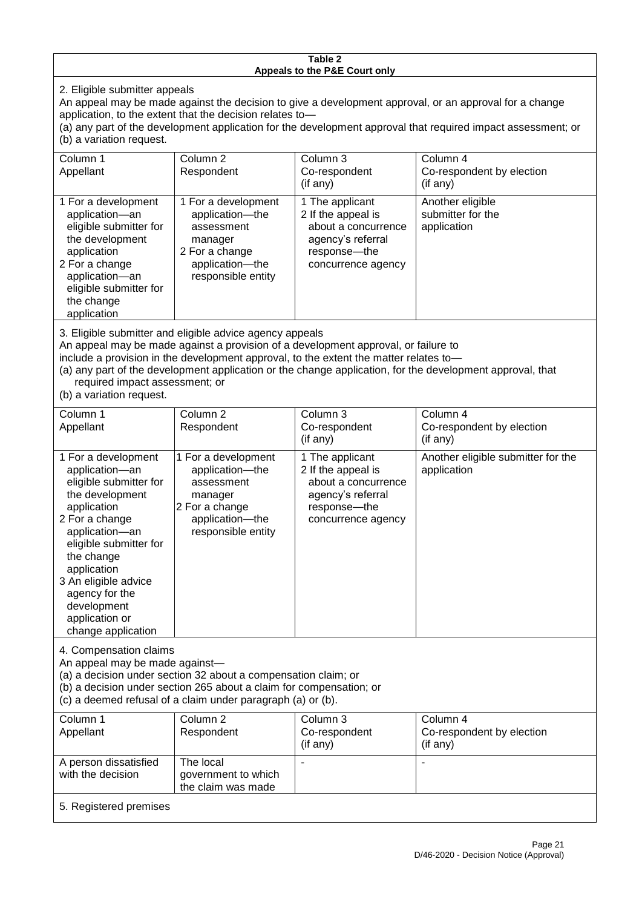**Table 2**
**Appeals to the P&E Court only**

2. Eligible submitter appeals

An appeal may be made against the decision to give a development approval, or an approval for a change application, to the extent that the decision relates to—

(a) any part of the development application for the development approval that required impact assessment; or

(b) a variation request.

| Column 1<br>Appellant | Column 2<br>Respondent | Column 3<br>Co-respondent<br>(if any) | Column 4<br>Co-respondent by election<br>(if any) |
|---|---|---|---|
| 1 For a development application—an eligible submitter for the development application<br>2 For a change application—an eligible submitter for the change application | 1 For a development application—the assessment manager<br>2 For a change application—the responsible entity | 1 The applicant<br>2 If the appeal is about a concurrence agency's referral response—the concurrence agency | Another eligible submitter for the application |

3. Eligible submitter and eligible advice agency appeals

An appeal may be made against a provision of a development approval, or failure to include a provision in the development approval, to the extent the matter relates to—

(a) any part of the development application or the change application, for the development approval, that required impact assessment; or

(b) a variation request.

| Column 1<br>Appellant | Column 2<br>Respondent | Column 3<br>Co-respondent<br>(if any) | Column 4<br>Co-respondent by election<br>(if any) |
|---|---|---|---|
| 1 For a development application—an eligible submitter for the development application<br>2 For a change application—an eligible submitter for the change application<br>3 An eligible advice agency for the development application or change application | 1 For a development application—the assessment manager<br>2 For a change application—the responsible entity | 1 The applicant<br>2 If the appeal is about a concurrence agency's referral response—the concurrence agency | Another eligible submitter for the application |

4. Compensation claims

An appeal may be made against—

(a) a decision under section 32 about a compensation claim; or

(b) a decision under section 265 about a claim for compensation; or

(c) a deemed refusal of a claim under paragraph (a) or (b).

| Column 1<br>Appellant | Column 2<br>Respondent | Column 3<br>Co-respondent<br>(if any) | Column 4<br>Co-respondent by election<br>(if any) |
|---|---|---|---|
| A person dissatisfied with the decision | The local government to which the claim was made | - | - |

5. Registered premises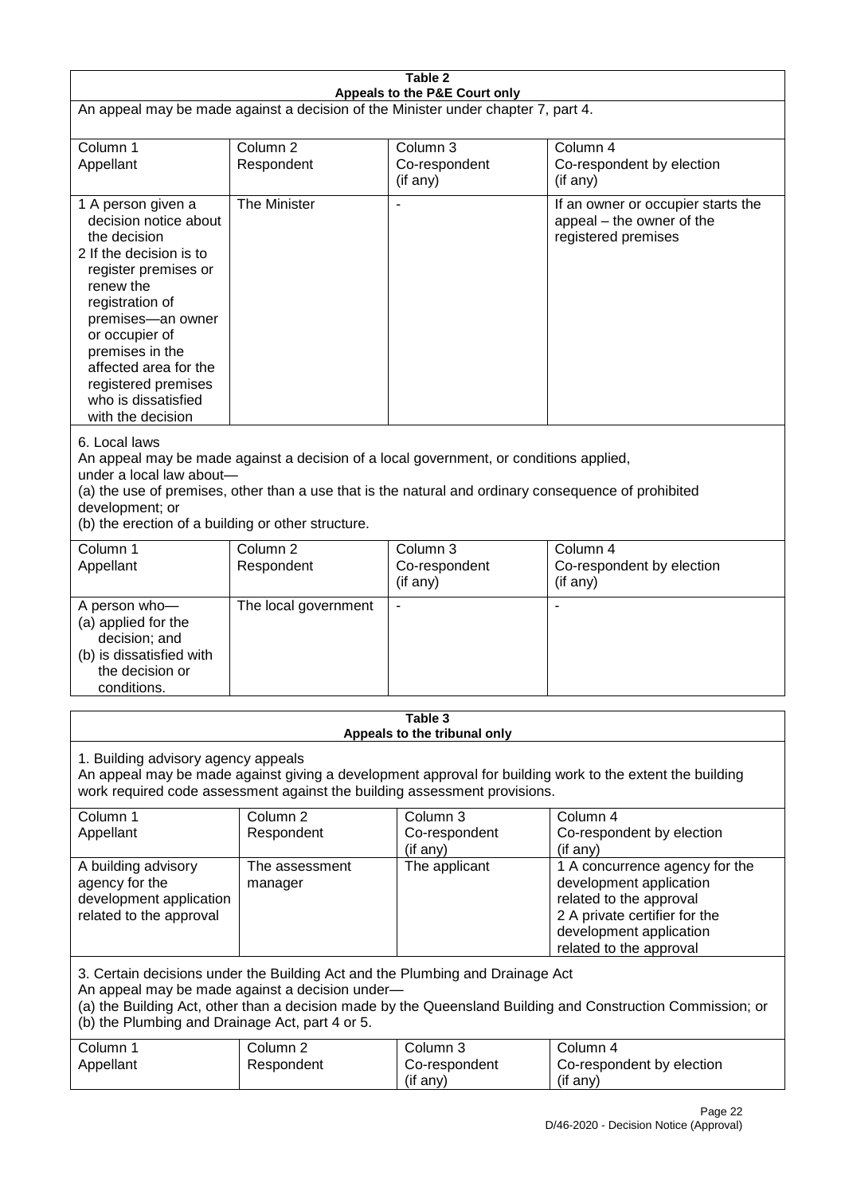**Table 2**
**Appeals to the P&E Court only**

An appeal may be made against a decision of the Minister under chapter 7, part 4.

| Column 1<br>Appellant | Column 2<br>Respondent | Column 3<br>Co-respondent<br>(if any) | Column 4<br>Co-respondent by election<br>(if any) |
|---|---|---|---|
| 1 A person given a decision notice about the decision<br>2 If the decision is to register premises or renew the registration of premises—an owner or occupier of premises in the affected area for the registered premises who is dissatisfied with the decision | The Minister | - | If an owner or occupier starts the appeal – the owner of the registered premises |

6. Local laws

An appeal may be made against a decision of a local government, or conditions applied, under a local law about—

(a) the use of premises, other than a use that is the natural and ordinary consequence of prohibited development; or

(b) the erection of a building or other structure.

| Column 1<br>Appellant | Column 2<br>Respondent | Column 3<br>Co-respondent<br>(if any) | Column 4<br>Co-respondent by election<br>(if any) |
|---|---|---|---|
| A person who—<br>(a) applied for the decision; and<br>(b) is dissatisfied with the decision or conditions. | The local government | - | - |

**Table 3**
**Appeals to the tribunal only**

1. Building advisory agency appeals

An appeal may be made against giving a development approval for building work to the extent the building work required code assessment against the building assessment provisions.

| Column 1<br>Appellant | Column 2<br>Respondent | Column 3<br>Co-respondent<br>(if any) | Column 4<br>Co-respondent by election<br>(if any) |
|---|---|---|---|
| A building advisory agency for the development application related to the approval | The assessment manager | The applicant | 1 A concurrence agency for the development application related to the approval<br>2 A private certifier for the development application related to the approval |

3. Certain decisions under the Building Act and the Plumbing and Drainage Act

An appeal may be made against a decision under—

(a) the Building Act, other than a decision made by the Queensland Building and Construction Commission; or

(b) the Plumbing and Drainage Act, part 4 or 5.

| Column 1<br>Appellant | Column 2<br>Respondent | Column 3<br>Co-respondent<br>(if any) | Column 4<br>Co-respondent by election<br>(if any) |
|---|---|---|---|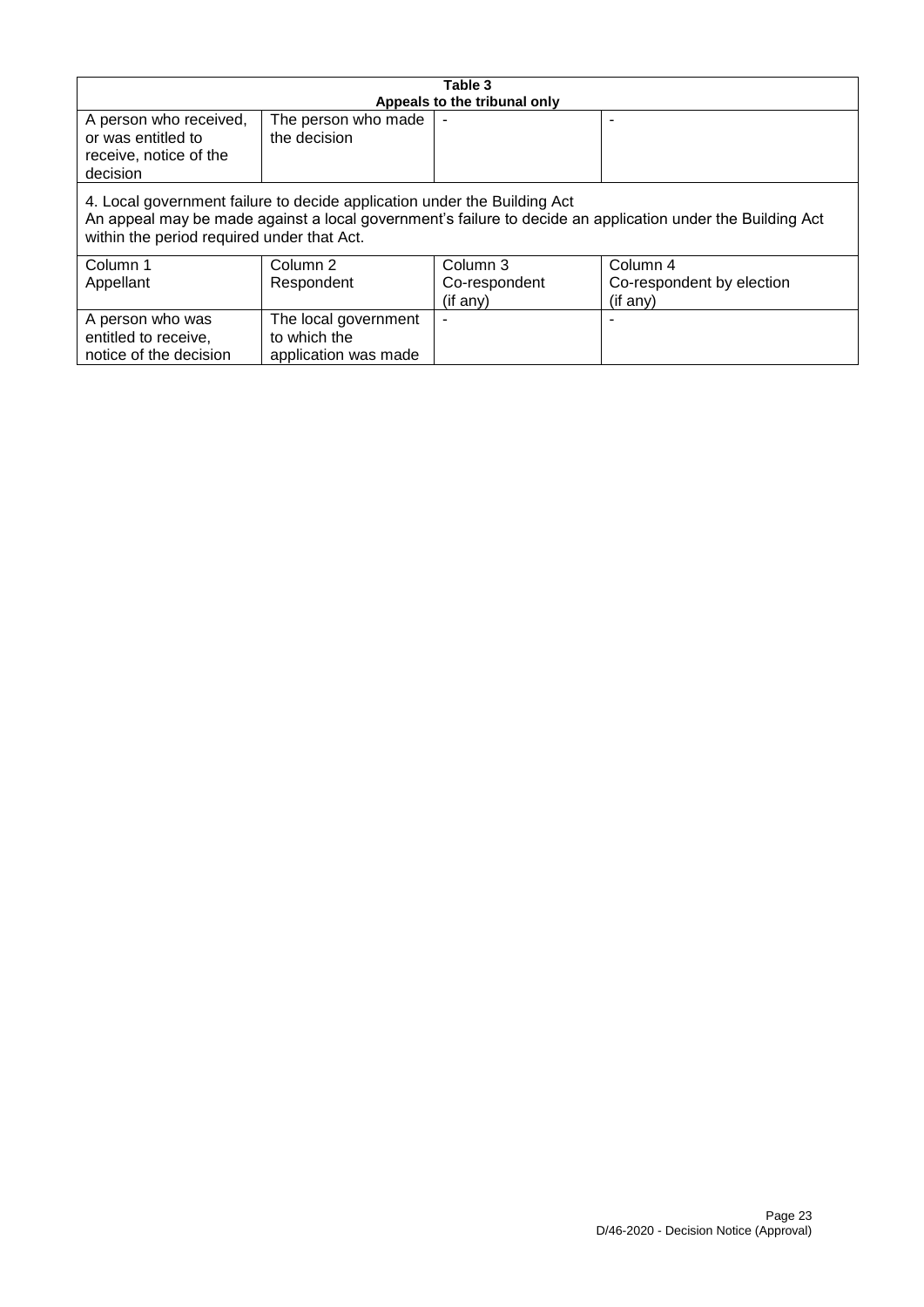**Table 3**
**Appeals to the tribunal only**

| | | | |
|---|---|---|---|
| A person who received, or was entitled to receive, notice of the decision | The person who made the decision | - | - |

4. Local government failure to decide application under the Building Act
An appeal may be made against a local government's failure to decide an application under the Building Act within the period required under that Act.

| Column 1 Appellant | Column 2 Respondent | Column 3 Co-respondent (if any) | Column 4 Co-respondent by election (if any) |
|---|---|---|---|
| A person who was entitled to receive, notice of the decision | The local government to which the application was made | - | - |